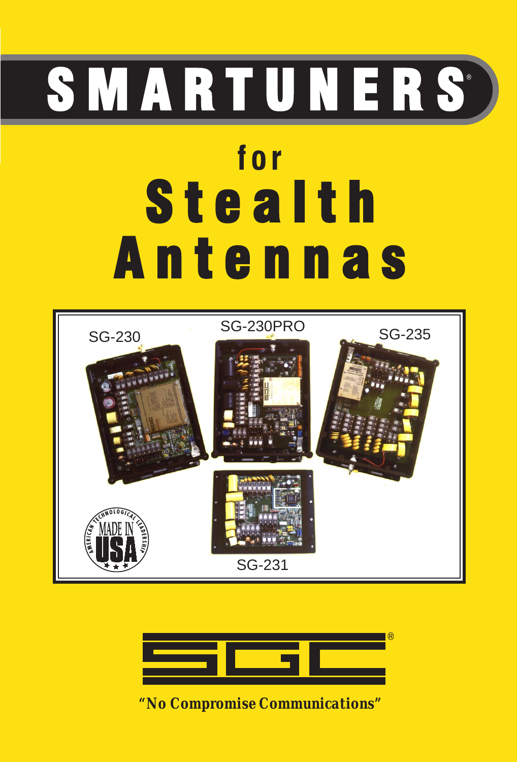# SMARTUNERS®

## for Stealth Antennas

SG-230

SG-230PRO

SG-235

SG-231

AMERICAN TECHNOLOGICAL LEADERSHIP MADE IN USA

SGC®

*"No Compromise Communications"*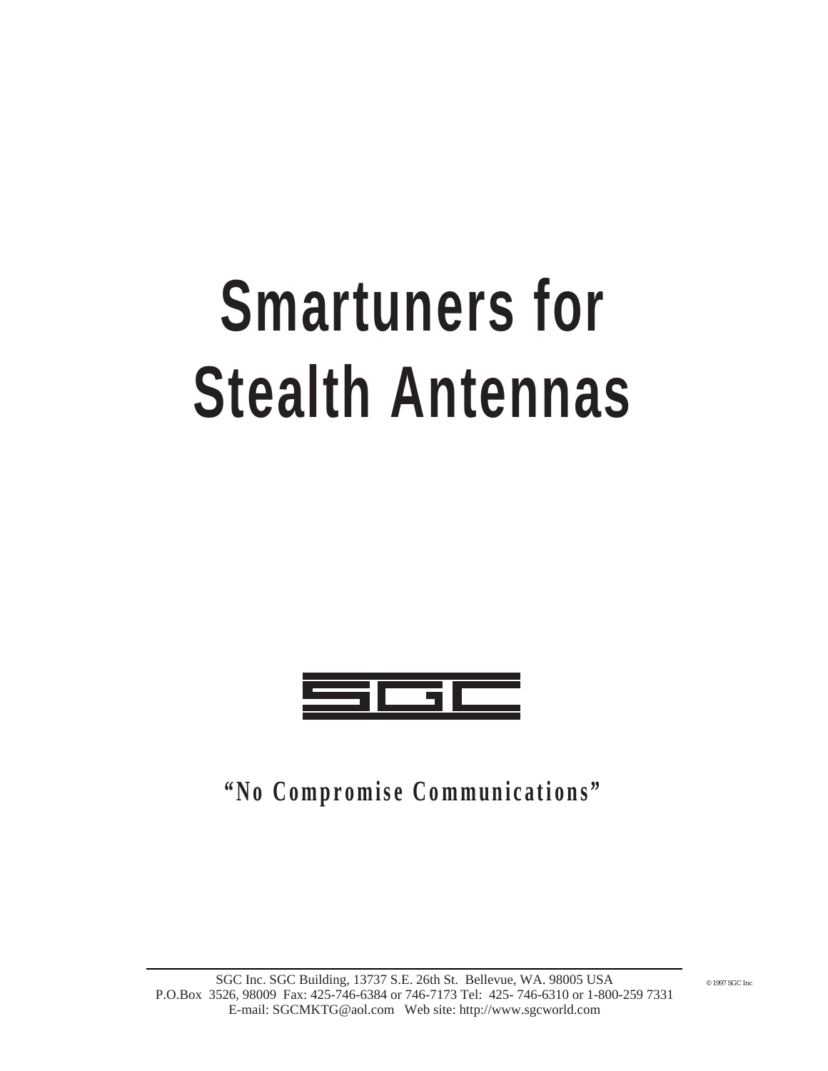# Smartuners for Stealth Antennas

SGC

**"No Compromise Communications"**

SGC Inc. SGC Building, 13737 S.E. 26th St. Bellevue, WA. 98005 USA
P.O.Box 3526, 98009 Fax: 425-746-6384 or 746-7173 Tel: 425- 746-6310 or 1-800-259 7331
E-mail: SGCMKTG@aol.com Web site: http://www.sgcworld.com

© 1997 SGC Inc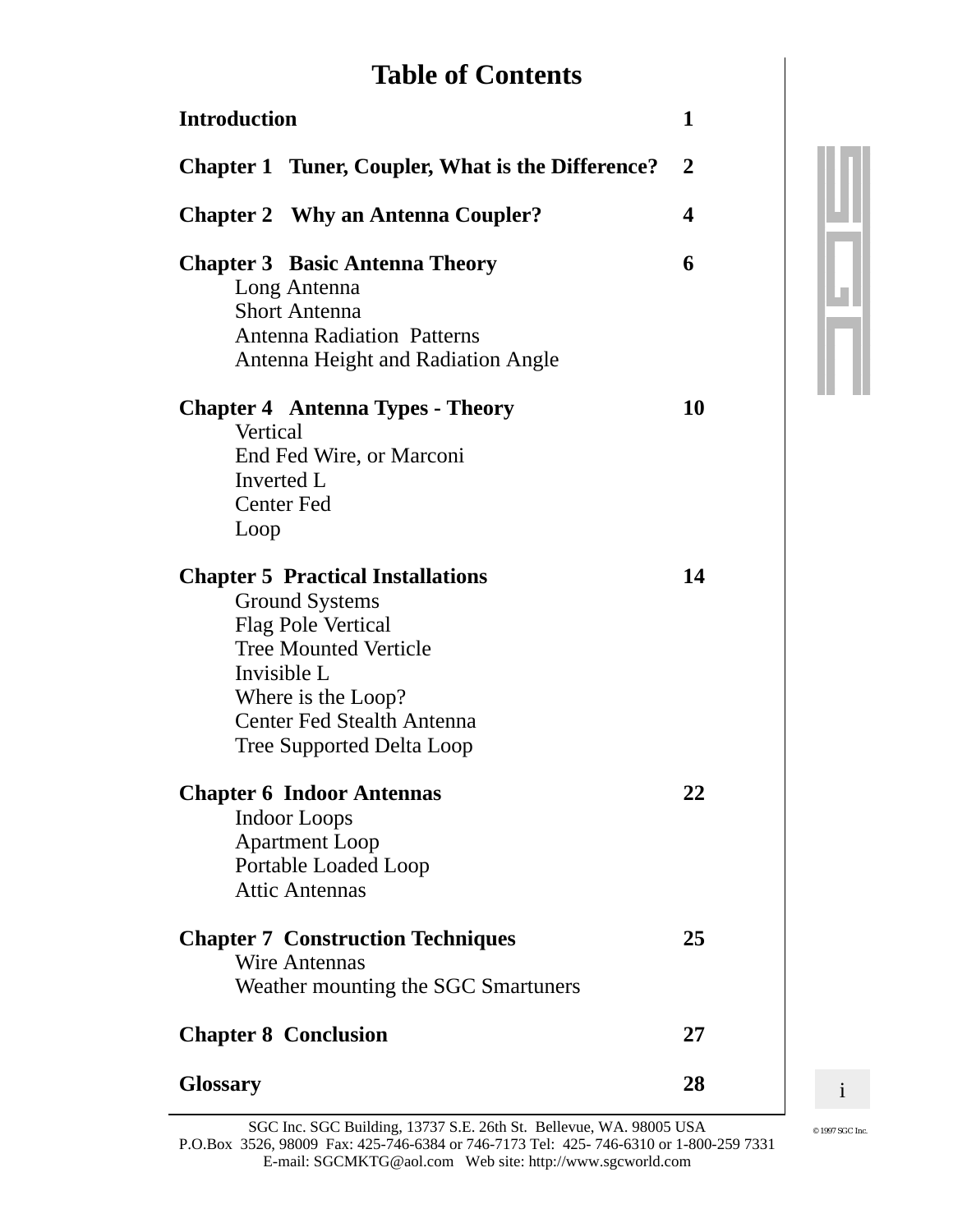# Table of Contents

| | |
|---|---|
| **Introduction** | **1** |
| **Chapter 1 Tuner, Coupler, What is the Difference?** | **2** |
| **Chapter 2 Why an Antenna Coupler?** | **4** |
| **Chapter 3 Basic Antenna Theory** | **6** |
| Long Antenna | |
| Short Antenna | |
| Antenna Radiation Patterns | |
| Antenna Height and Radiation Angle | |
| **Chapter 4 Antenna Types - Theory** | **10** |
| Vertical | |
| End Fed Wire, or Marconi | |
| Inverted L | |
| Center Fed | |
| Loop | |
| **Chapter 5 Practical Installations** | **14** |
| Ground Systems | |
| Flag Pole Vertical | |
| Tree Mounted Verticle | |
| Invisible L | |
| Where is the Loop? | |
| Center Fed Stealth Antenna | |
| Tree Supported Delta Loop | |
| **Chapter 6 Indoor Antennas** | **22** |
| Indoor Loops | |
| Apartment Loop | |
| Portable Loaded Loop | |
| Attic Antennas | |
| **Chapter 7 Construction Techniques** | **25** |
| Wire Antennas | |
| Weather mounting the SGC Smartuners | |
| **Chapter 8 Conclusion** | **27** |
| **Glossary** | **28** |

SGC Inc. SGC Building, 13737 S.E. 26th St. Bellevue, WA. 98005 USA
P.O.Box 3526, 98009 Fax: 425-746-6384 or 746-7173 Tel: 425- 746-6310 or 1-800-259 7331
E-mail: SGCMKTG@aol.com Web site: http://www.sgcworld.com

© 1997 SGC Inc.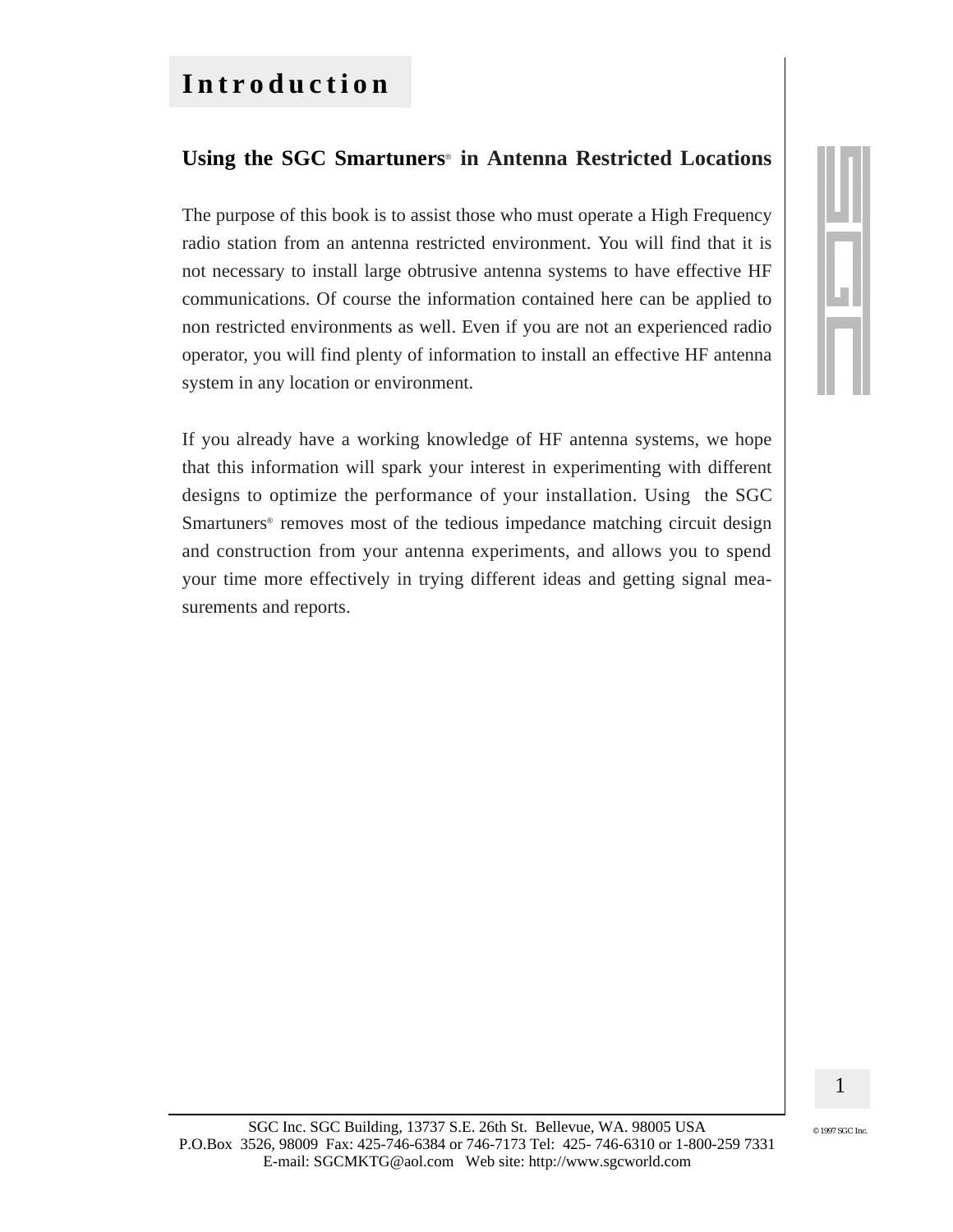# Introduction

## Using the SGC Smartuners® in Antenna Restricted Locations

The purpose of this book is to assist those who must operate a High Frequency radio station from an antenna restricted environment. You will find that it is not necessary to install large obtrusive antenna systems to have effective HF communications. Of course the information contained here can be applied to non restricted environments as well. Even if you are not an experienced radio operator, you will find plenty of information to install an effective HF antenna system in any location or environment.

If you already have a working knowledge of HF antenna systems, we hope that this information will spark your interest in experimenting with different designs to optimize the performance of your installation. Using the SGC Smartuners® removes most of the tedious impedance matching circuit design and construction from your antenna experiments, and allows you to spend your time more effectively in trying different ideas and getting signal measurements and reports.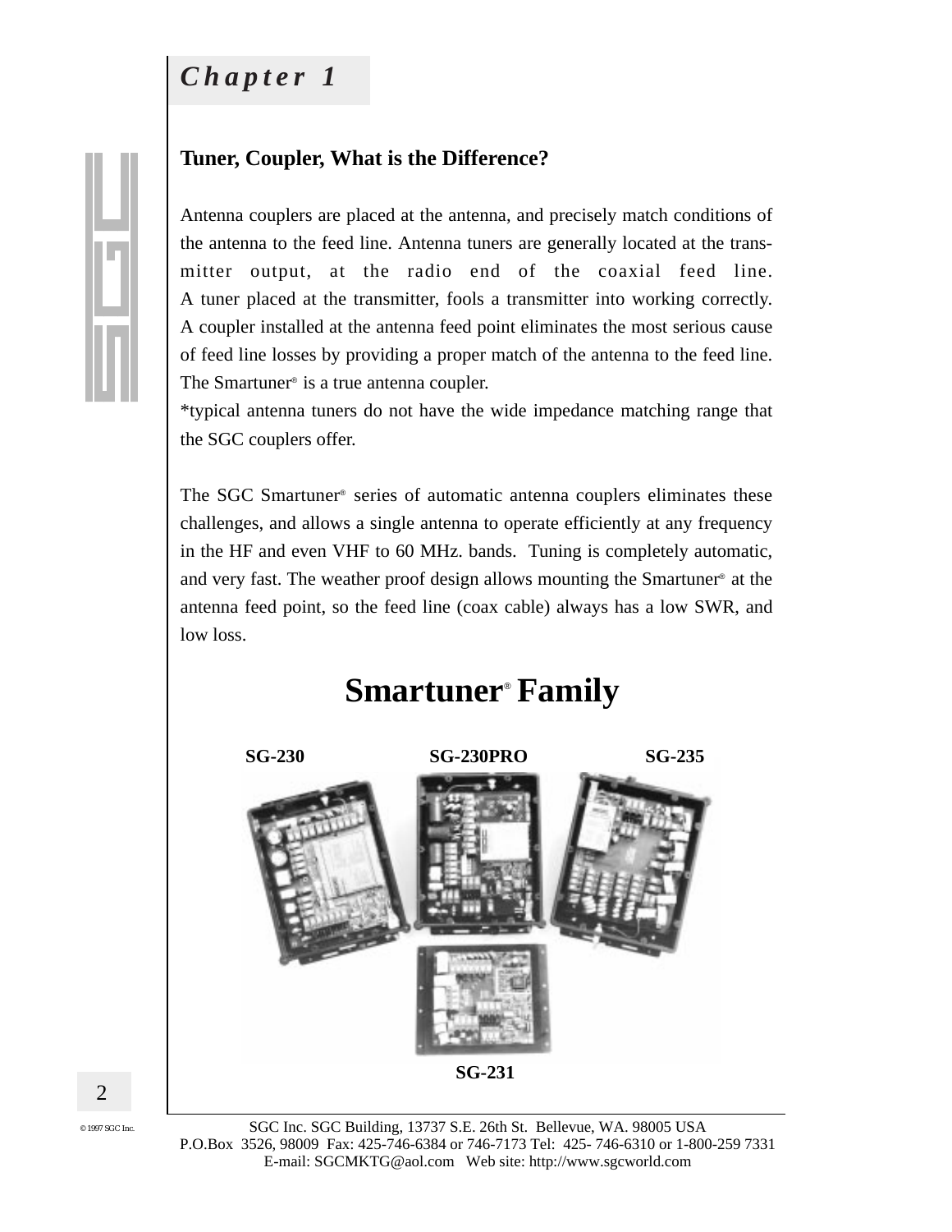# *Chapter 1*

## Tuner, Coupler, What is the Difference?

Antenna couplers are placed at the antenna, and precisely match conditions of the antenna to the feed line. Antenna tuners are generally located at the transmitter output, at the radio end of the coaxial feed line.
A tuner placed at the transmitter, fools a transmitter into working correctly. A coupler installed at the antenna feed point eliminates the most serious cause of feed line losses by providing a proper match of the antenna to the feed line. The Smartuner® is a true antenna coupler.
*typical antenna tuners do not have the wide impedance matching range that the SGC couplers offer.

The SGC Smartuner® series of automatic antenna couplers eliminates these challenges, and allows a single antenna to operate efficiently at any frequency in the HF and even VHF to 60 MHz. bands. Tuning is completely automatic, and very fast. The weather proof design allows mounting the Smartuner® at the antenna feed point, so the feed line (coax cable) always has a low SWR, and low loss.

## Smartuner® Family

**SG-230** **SG-230PRO** **SG-235**

**SG-231**

© 1997 SGC Inc.

SGC Inc. SGC Building, 13737 S.E. 26th St. Bellevue, WA. 98005 USA
P.O.Box 3526, 98009 Fax: 425-746-6384 or 746-7173 Tel: 425- 746-6310 or 1-800-259 7331
E-mail: SGCMKTG@aol.com Web site: http://www.sgcworld.com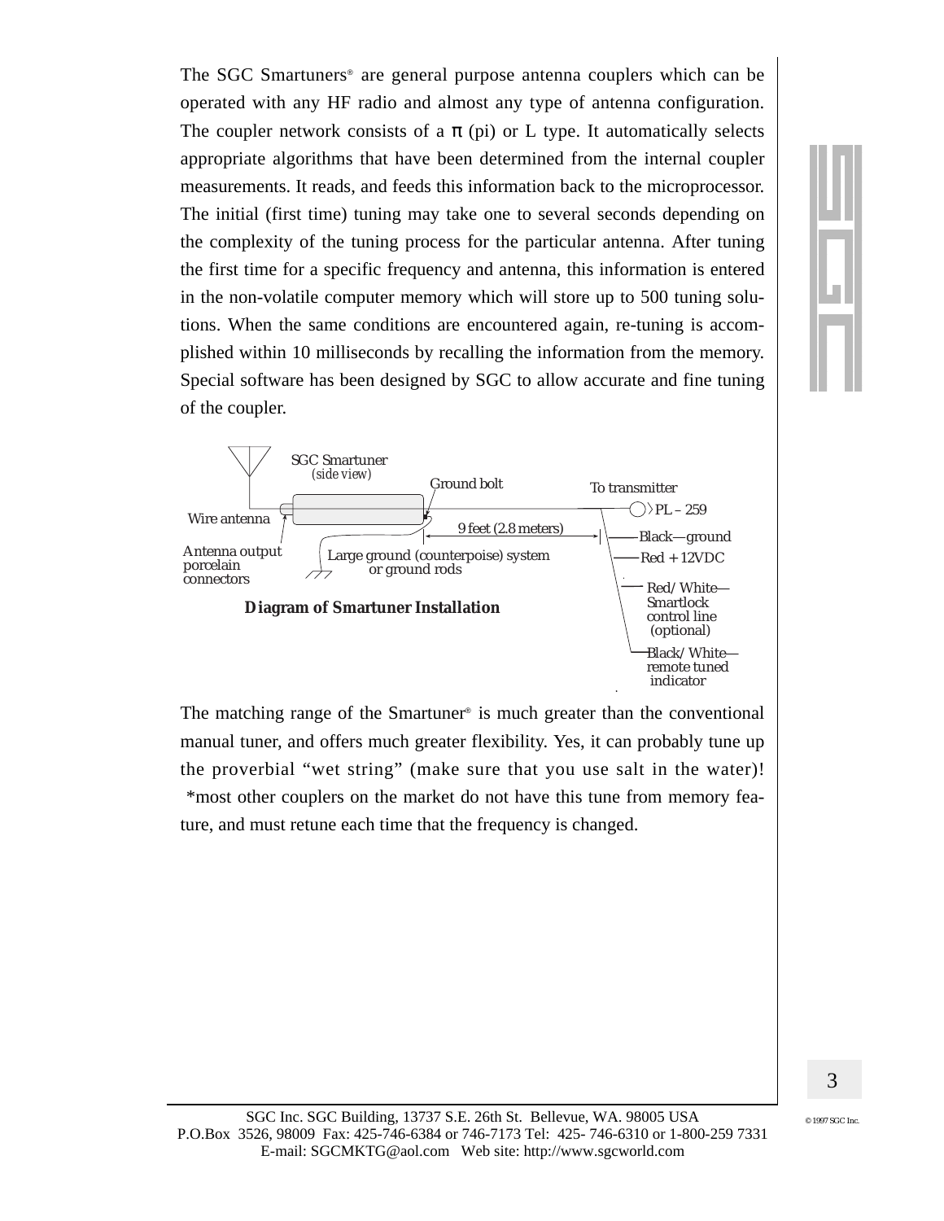The SGC Smartuners® are general purpose antenna couplers which can be operated with any HF radio and almost any type of antenna configuration. The coupler network consists of a π (pi) or L type. It automatically selects appropriate algorithms that have been determined from the internal coupler measurements. It reads, and feeds this information back to the microprocessor. The initial (first time) tuning may take one to several seconds depending on the complexity of the tuning process for the particular antenna. After tuning the first time for a specific frequency and antenna, this information is entered in the non-volatile computer memory which will store up to 500 tuning solutions. When the same conditions are encountered again, re-tuning is accomplished within 10 milliseconds by recalling the information from the memory. Special software has been designed by SGC to allow accurate and fine tuning of the coupler.

SGC Smartuner *(side view)*

Ground bolt

To transmitter

PL – 259

Wire antenna

9 feet (2.8 meters)

Black—ground

Antenna output porcelain connectors

Large ground (counterpoise) system or ground rods

Red + 12VDC

Red/White—Smartlock control line (optional)

Black/White—remote tuned indicator

**Diagram of Smartuner Installation**

The matching range of the Smartuner® is much greater than the conventional manual tuner, and offers much greater flexibility. Yes, it can probably tune up the proverbial "wet string" (make sure that you use salt in the water)! *most other couplers on the market do not have this tune from memory feature, and must retune each time that the frequency is changed.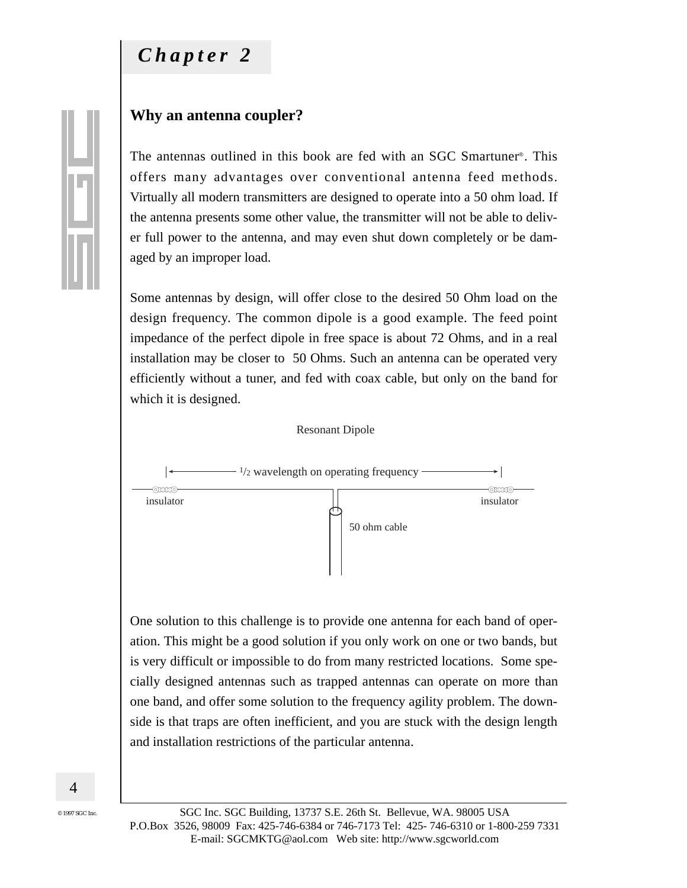# Chapter 2

## Why an antenna coupler?

The antennas outlined in this book are fed with an SGC Smartuner®. This offers many advantages over conventional antenna feed methods. Virtually all modern transmitters are designed to operate into a 50 ohm load. If the antenna presents some other value, the transmitter will not be able to deliver full power to the antenna, and may even shut down completely or be damaged by an improper load.

Some antennas by design, will offer close to the desired 50 Ohm load on the design frequency. The common dipole is a good example. The feed point impedance of the perfect dipole in free space is about 72 Ohms, and in a real installation may be closer to 50 Ohms. Such an antenna can be operated very efficiently without a tuner, and fed with coax cable, but only on the band for which it is designed.

Resonant Dipole

1/2 wavelength on operating frequency

insulator

insulator

50 ohm cable

One solution to this challenge is to provide one antenna for each band of operation. This might be a good solution if you only work on one or two bands, but is very difficult or impossible to do from many restricted locations. Some specially designed antennas such as trapped antennas can operate on more than one band, and offer some solution to the frequency agility problem. The downside is that traps are often inefficient, and you are stuck with the design length and installation restrictions of the particular antenna.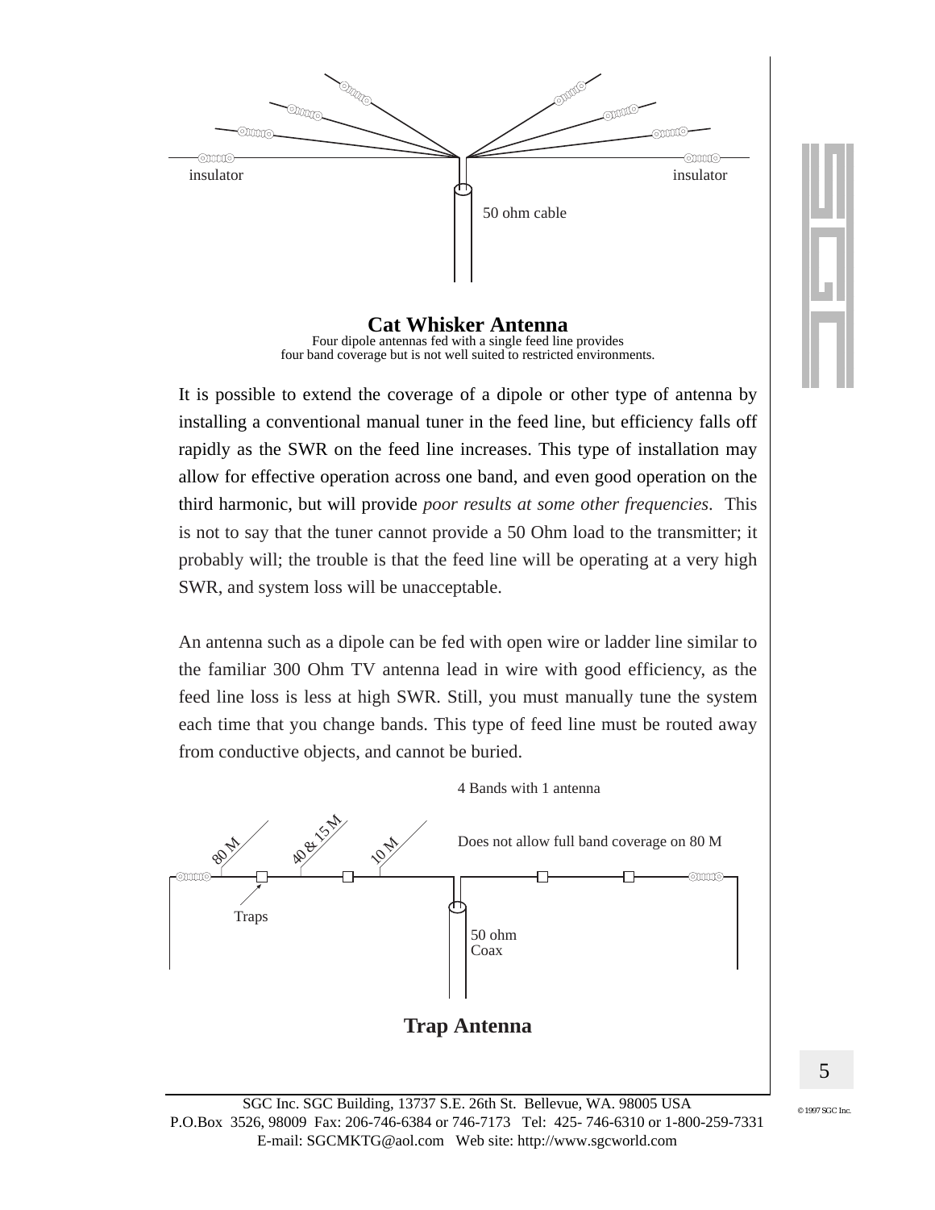insulator insulator

50 ohm cable

**Cat Whisker Antenna**

Four dipole antennas fed with a single feed line provides four band coverage but is not well suited to restricted environments.

It is possible to extend the coverage of a dipole or other type of antenna by installing a conventional manual tuner in the feed line, but efficiency falls off rapidly as the SWR on the feed line increases. This type of installation may allow for effective operation across one band, and even good operation on the third harmonic, but will provide *poor results at some other frequencies*. This is not to say that the tuner cannot provide a 50 Ohm load to the transmitter; it probably will; the trouble is that the feed line will be operating at a very high SWR, and system loss will be unacceptable.

An antenna such as a dipole can be fed with open wire or ladder line similar to the familiar 300 Ohm TV antenna lead in wire with good efficiency, as the feed line loss is less at high SWR. Still, you must manually tune the system each time that you change bands. This type of feed line must be routed away from conductive objects, and cannot be buried.

4 Bands with 1 antenna

Does not allow full band coverage on 80 M

80 M 40 & 15 M 10 M

Traps

50 ohm Coax

**Trap Antenna**

SGC Inc. SGC Building, 13737 S.E. 26th St. Bellevue, WA. 98005 USA
P.O.Box 3526, 98009 Fax: 206-746-6384 or 746-7173 Tel: 425- 746-6310 or 1-800-259-7331
E-mail: SGCMKTG@aol.com Web site: http://www.sgcworld.com

© 1997 SGC Inc.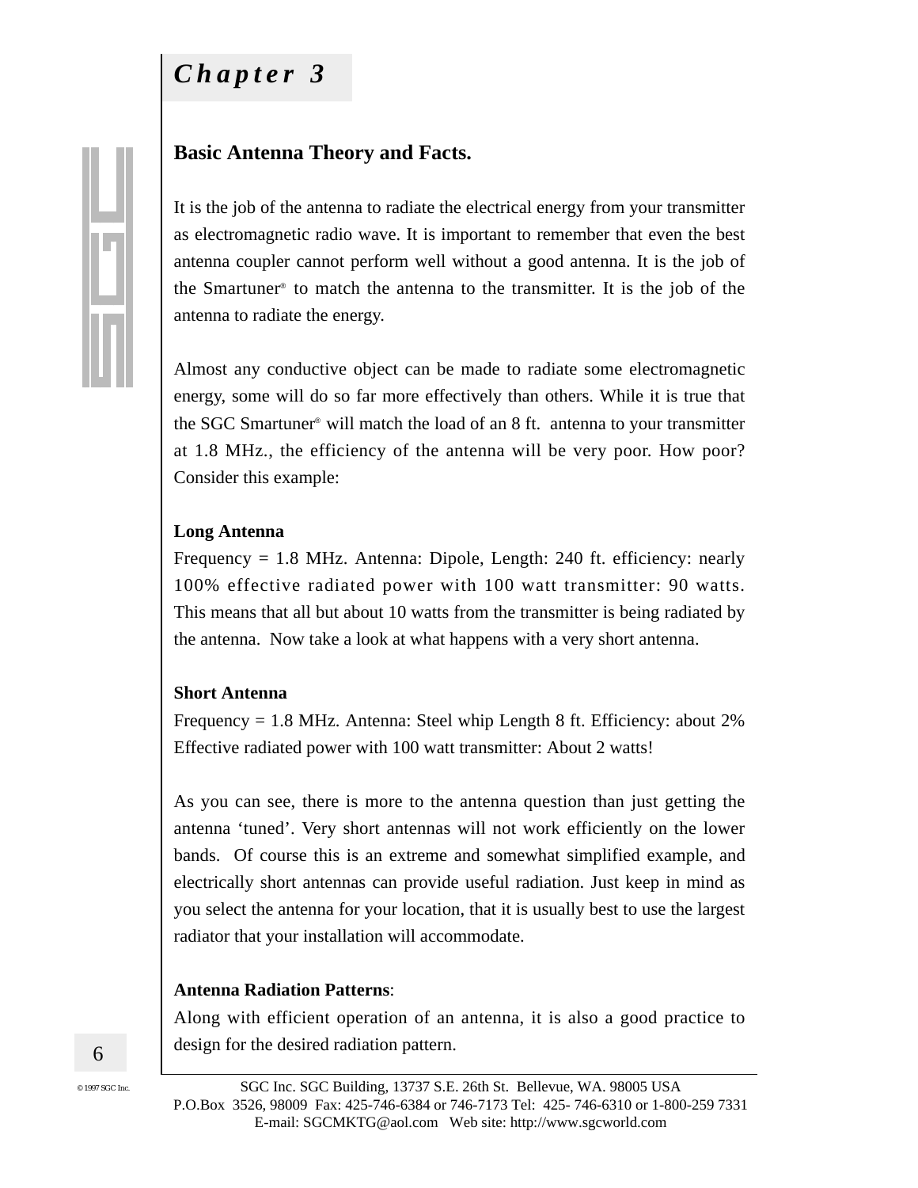# Chapter 3

## Basic Antenna Theory and Facts.

It is the job of the antenna to radiate the electrical energy from your transmitter as electromagnetic radio wave. It is important to remember that even the best antenna coupler cannot perform well without a good antenna. It is the job of the Smartuner® to match the antenna to the transmitter. It is the job of the antenna to radiate the energy.

Almost any conductive object can be made to radiate some electromagnetic energy, some will do so far more effectively than others. While it is true that the SGC Smartuner® will match the load of an 8 ft. antenna to your transmitter at 1.8 MHz., the efficiency of the antenna will be very poor. How poor? Consider this example:

**Long Antenna**

Frequency = 1.8 MHz. Antenna: Dipole, Length: 240 ft. efficiency: nearly 100% effective radiated power with 100 watt transmitter: 90 watts. This means that all but about 10 watts from the transmitter is being radiated by the antenna. Now take a look at what happens with a very short antenna.

**Short Antenna**

Frequency = 1.8 MHz. Antenna: Steel whip Length 8 ft. Efficiency: about 2% Effective radiated power with 100 watt transmitter: About 2 watts!

As you can see, there is more to the antenna question than just getting the antenna 'tuned'. Very short antennas will not work efficiently on the lower bands. Of course this is an extreme and somewhat simplified example, and electrically short antennas can provide useful radiation. Just keep in mind as you select the antenna for your location, that it is usually best to use the largest radiator that your installation will accommodate.

**Antenna Radiation Patterns**:

Along with efficient operation of an antenna, it is also a good practice to design for the desired radiation pattern.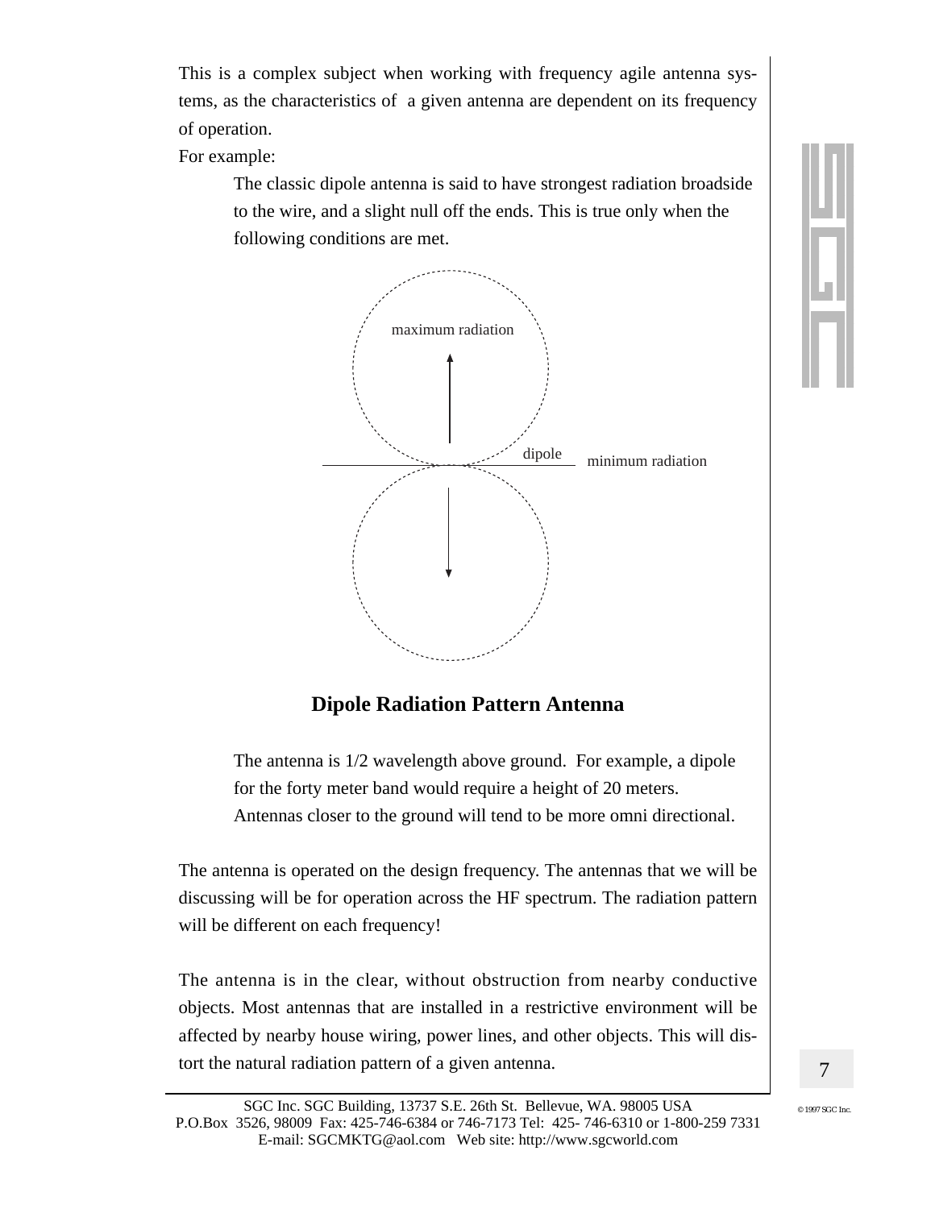This is a complex subject when working with frequency agile antenna systems, as the characteristics of a given antenna are dependent on its frequency of operation.

For example:

> The classic dipole antenna is said to have strongest radiation broadside to the wire, and a slight null off the ends. This is true only when the following conditions are met.

maximum radiation

dipole

minimum radiation

**Dipole Radiation Pattern Antenna**

> The antenna is 1/2 wavelength above ground. For example, a dipole for the forty meter band would require a height of 20 meters. Antennas closer to the ground will tend to be more omni directional.

The antenna is operated on the design frequency. The antennas that we will be discussing will be for operation across the HF spectrum. The radiation pattern will be different on each frequency!

The antenna is in the clear, without obstruction from nearby conductive objects. Most antennas that are installed in a restrictive environment will be affected by nearby house wiring, power lines, and other objects. This will distort the natural radiation pattern of a given antenna.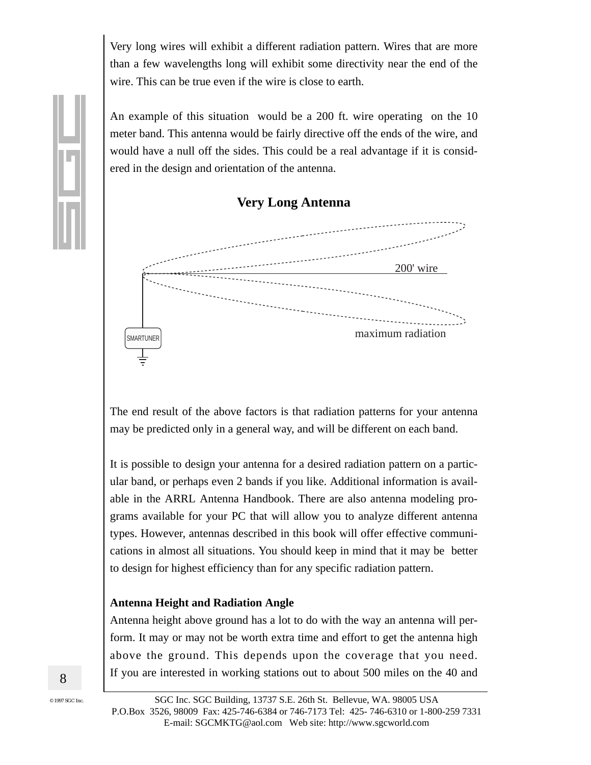Very long wires will exhibit a different radiation pattern. Wires that are more than a few wavelengths long will exhibit some directivity near the end of the wire. This can be true even if the wire is close to earth.

An example of this situation would be a 200 ft. wire operating on the 10 meter band. This antenna would be fairly directive off the ends of the wire, and would have a null off the sides. This could be a real advantage if it is considered in the design and orientation of the antenna.

**Very Long Antenna**

200' wire

maximum radiation

SMARTUNER

The end result of the above factors is that radiation patterns for your antenna may be predicted only in a general way, and will be different on each band.

It is possible to design your antenna for a desired radiation pattern on a particular band, or perhaps even 2 bands if you like. Additional information is available in the ARRL Antenna Handbook. There are also antenna modeling programs available for your PC that will allow you to analyze different antenna types. However, antennas described in this book will offer effective communications in almost all situations. You should keep in mind that it may be better to design for highest efficiency than for any specific radiation pattern.

**Antenna Height and Radiation Angle**

Antenna height above ground has a lot to do with the way an antenna will perform. It may or may not be worth extra time and effort to get the antenna high above the ground. This depends upon the coverage that you need. If you are interested in working stations out to about 500 miles on the 40 and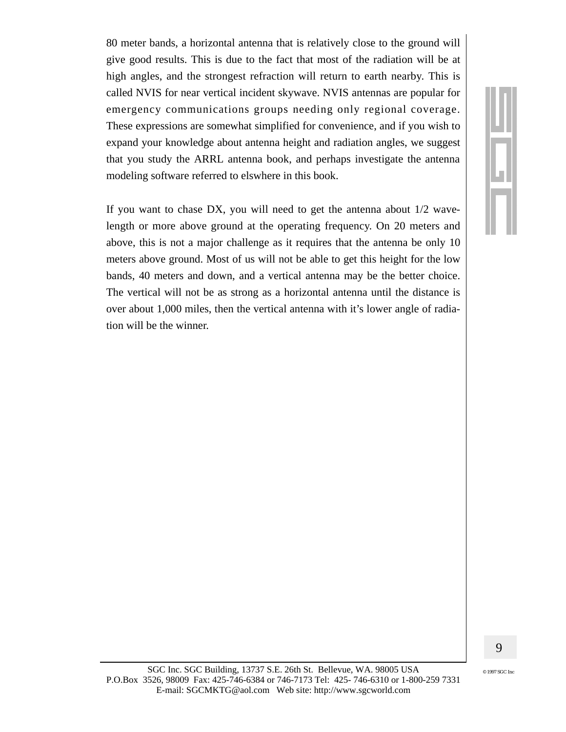80 meter bands, a horizontal antenna that is relatively close to the ground will give good results. This is due to the fact that most of the radiation will be at high angles, and the strongest refraction will return to earth nearby. This is called NVIS for near vertical incident skywave. NVIS antennas are popular for emergency communications groups needing only regional coverage. These expressions are somewhat simplified for convenience, and if you wish to expand your knowledge about antenna height and radiation angles, we suggest that you study the ARRL antenna book, and perhaps investigate the antenna modeling software referred to elswhere in this book.

If you want to chase DX, you will need to get the antenna about 1/2 wavelength or more above ground at the operating frequency. On 20 meters and above, this is not a major challenge as it requires that the antenna be only 10 meters above ground. Most of us will not be able to get this height for the low bands, 40 meters and down, and a vertical antenna may be the better choice. The vertical will not be as strong as a horizontal antenna until the distance is over about 1,000 miles, then the vertical antenna with it's lower angle of radiation will be the winner.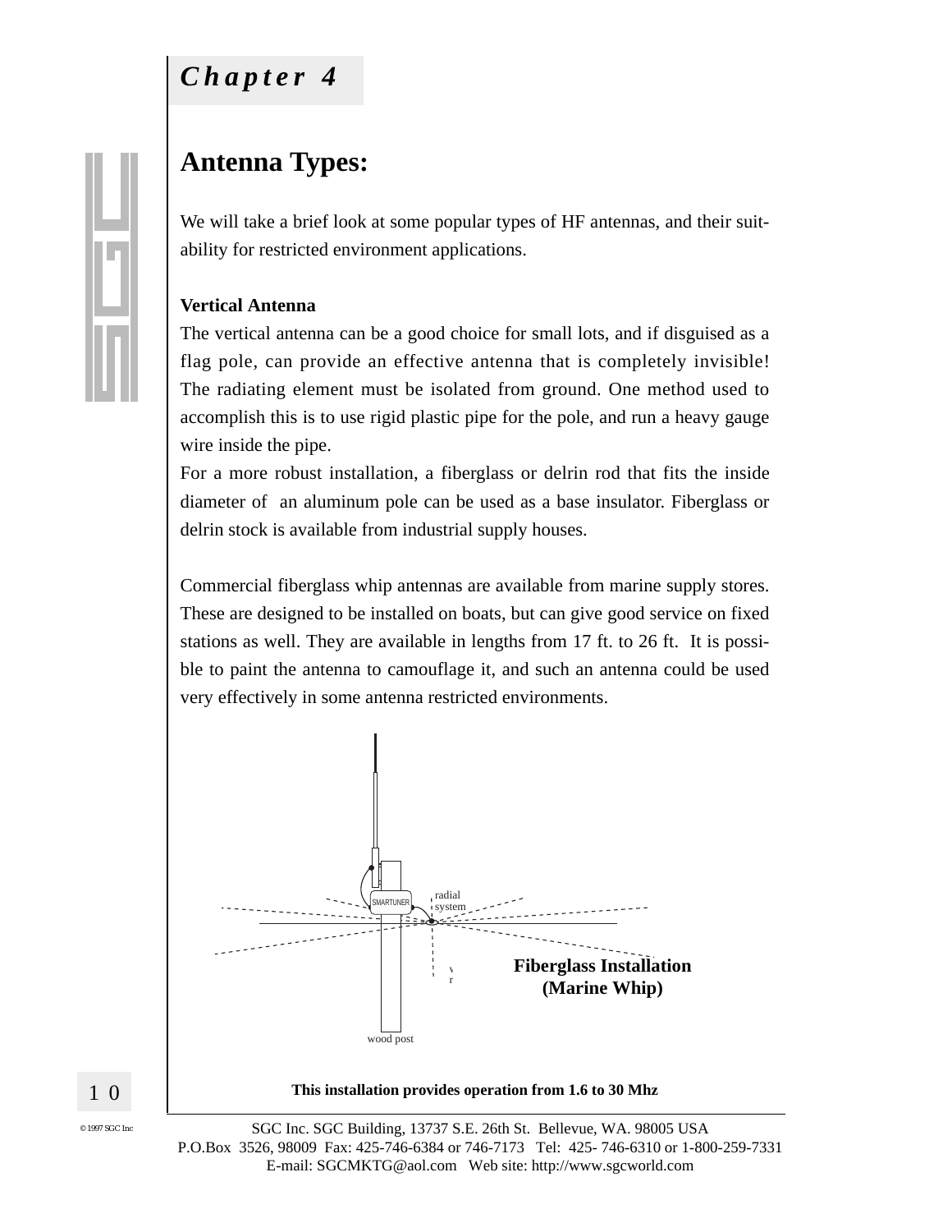# Chapter 4

## Antenna Types:

We will take a brief look at some popular types of HF antennas, and their suitability for restricted environment applications.

**Vertical Antenna**

The vertical antenna can be a good choice for small lots, and if disguised as a flag pole, can provide an effective antenna that is completely invisible! The radiating element must be isolated from ground. One method used to accomplish this is to use rigid plastic pipe for the pole, and run a heavy gauge wire inside the pipe.

For a more robust installation, a fiberglass or delrin rod that fits the inside diameter of an aluminum pole can be used as a base insulator. Fiberglass or delrin stock is available from industrial supply houses.

Commercial fiberglass whip antennas are available from marine supply stores. These are designed to be installed on boats, but can give good service on fixed stations as well. They are available in lengths from 17 ft. to 26 ft. It is possible to paint the antenna to camouflage it, and such an antenna could be used very effectively in some antenna restricted environments.

SMARTUNER

radial system

wood post

**Fiberglass Installation (Marine Whip)**

**This installation provides operation from 1.6 to 30 Mhz**

SGC Inc. SGC Building, 13737 S.E. 26th St. Bellevue, WA. 98005 USA
P.O.Box 3526, 98009 Fax: 425-746-6384 or 746-7173 Tel: 425- 746-6310 or 1-800-259-7331
E-mail: SGCMKTG@aol.com Web site: http://www.sgcworld.com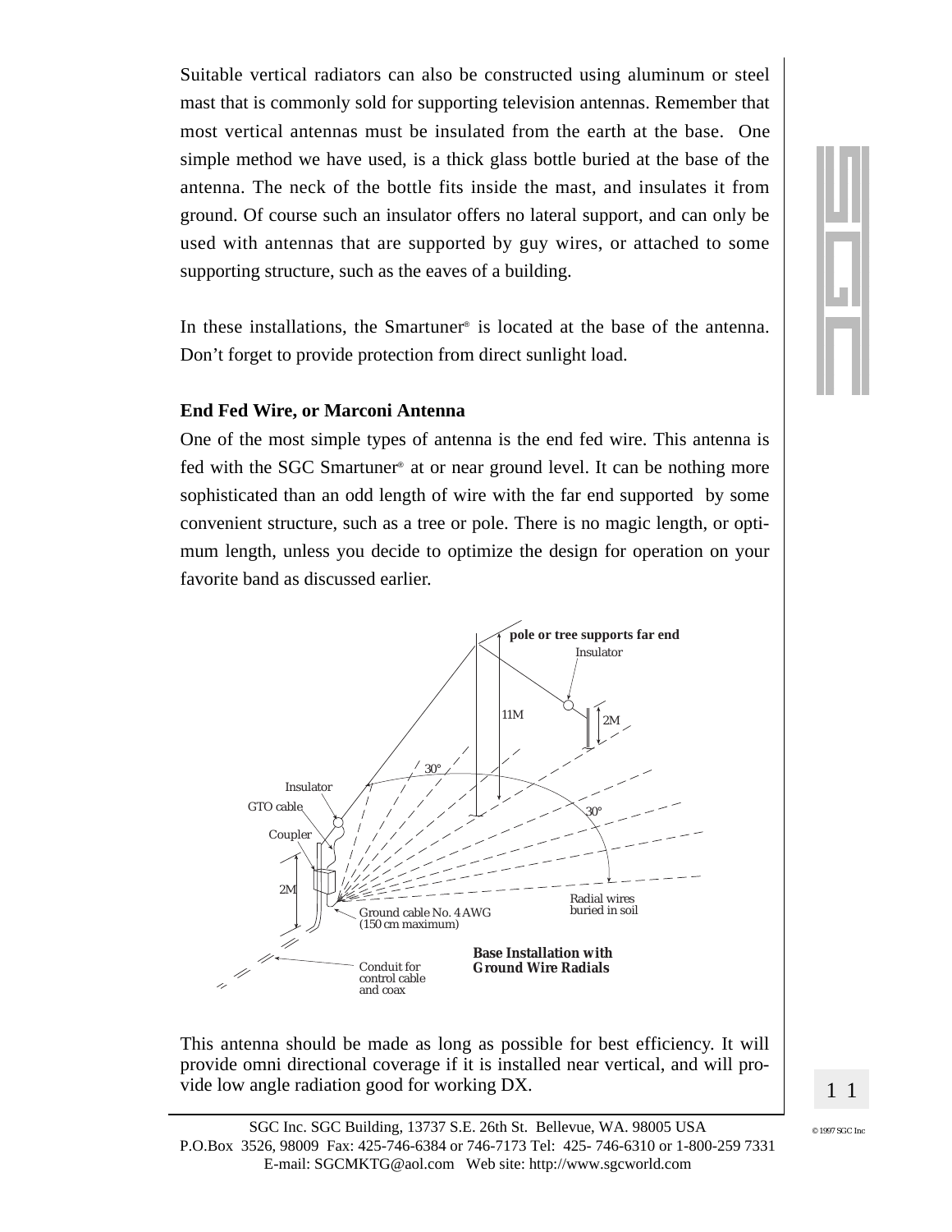Suitable vertical radiators can also be constructed using aluminum or steel mast that is commonly sold for supporting television antennas. Remember that most vertical antennas must be insulated from the earth at the base. One simple method we have used, is a thick glass bottle buried at the base of the antenna. The neck of the bottle fits inside the mast, and insulates it from ground. Of course such an insulator offers no lateral support, and can only be used with antennas that are supported by guy wires, or attached to some supporting structure, such as the eaves of a building.

In these installations, the Smartuner® is located at the base of the antenna. Don't forget to provide protection from direct sunlight load.

**End Fed Wire, or Marconi Antenna**

One of the most simple types of antenna is the end fed wire. This antenna is fed with the SGC Smartuner® at or near ground level. It can be nothing more sophisticated than an odd length of wire with the far end supported by some convenient structure, such as a tree or pole. There is no magic length, or optimum length, unless you decide to optimize the design for operation on your favorite band as discussed earlier.

**Base Installation with Ground Wire Radials**

This antenna should be made as long as possible for best efficiency. It will provide omni directional coverage if it is installed near vertical, and will provide low angle radiation good for working DX.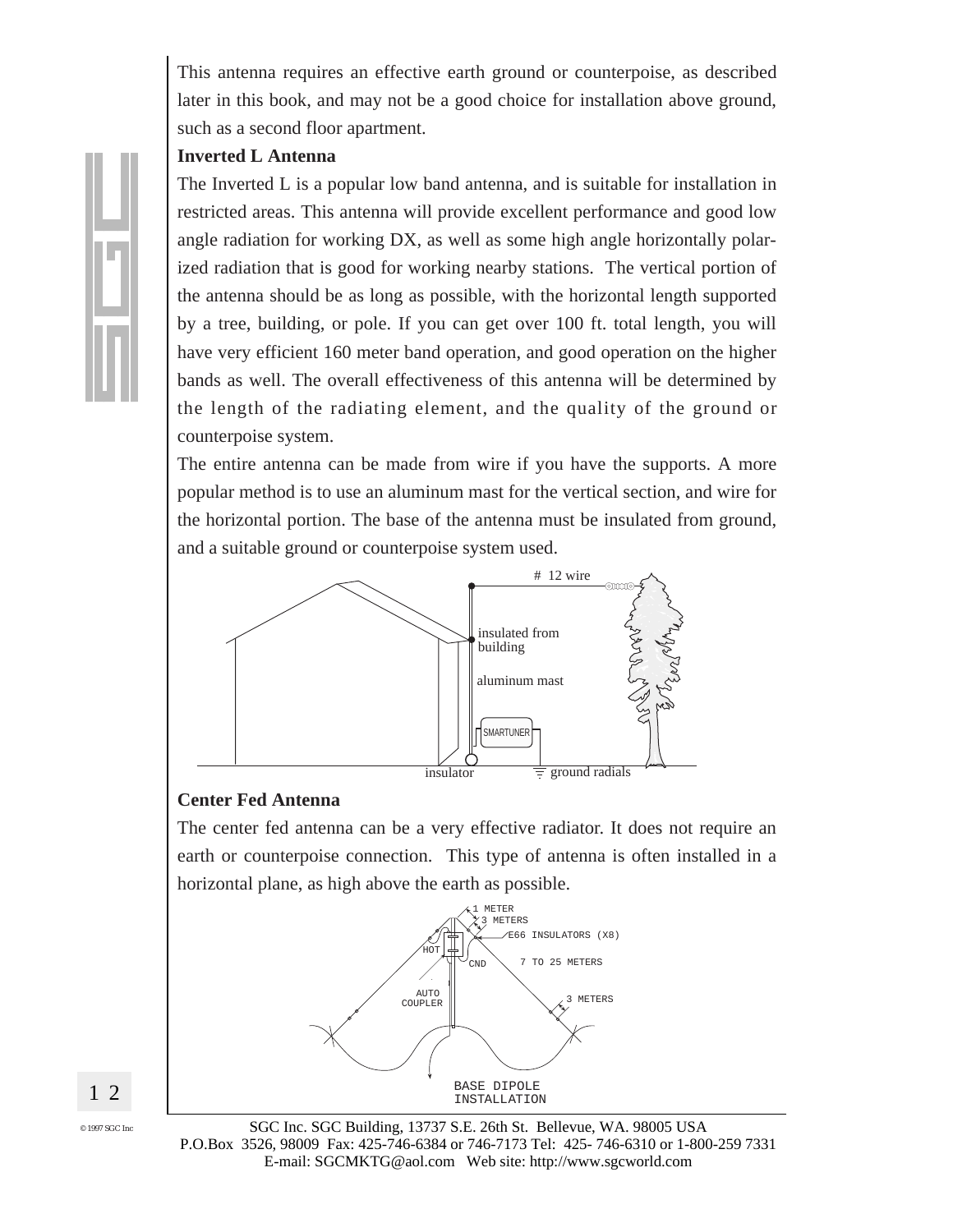This antenna requires an effective earth ground or counterpoise, as described later in this book, and may not be a good choice for installation above ground, such as a second floor apartment.

**Inverted L Antenna**

The Inverted L is a popular low band antenna, and is suitable for installation in restricted areas. This antenna will provide excellent performance and good low angle radiation for working DX, as well as some high angle horizontally polarized radiation that is good for working nearby stations. The vertical portion of the antenna should be as long as possible, with the horizontal length supported by a tree, building, or pole. If you can get over 100 ft. total length, you will have very efficient 160 meter band operation, and good operation on the higher bands as well. The overall effectiveness of this antenna will be determined by the length of the radiating element, and the quality of the ground or counterpoise system.

The entire antenna can be made from wire if you have the supports. A more popular method is to use an aluminum mast for the vertical section, and wire for the horizontal portion. The base of the antenna must be insulated from ground, and a suitable ground or counterpoise system used.

# 12 wire

insulated from building

aluminum mast

SMARTUNER

insulator

ground radials

**Center Fed Antenna**

The center fed antenna can be a very effective radiator. It does not require an earth or counterpoise connection. This type of antenna is often installed in a horizontal plane, as high above the earth as possible.

1 METER
3 METERS
E66 INSULATORS (X8)
HOT
GND
7 TO 25 METERS
AUTO COUPLER
3 METERS

BASE DIPOLE INSTALLATION

SGC Inc. SGC Building, 13737 S.E. 26th St. Bellevue, WA. 98005 USA
P.O.Box 3526, 98009 Fax: 425-746-6384 or 746-7173 Tel: 425- 746-6310 or 1-800-259 7331
E-mail: SGCMKTG@aol.com Web site: http://www.sgcworld.com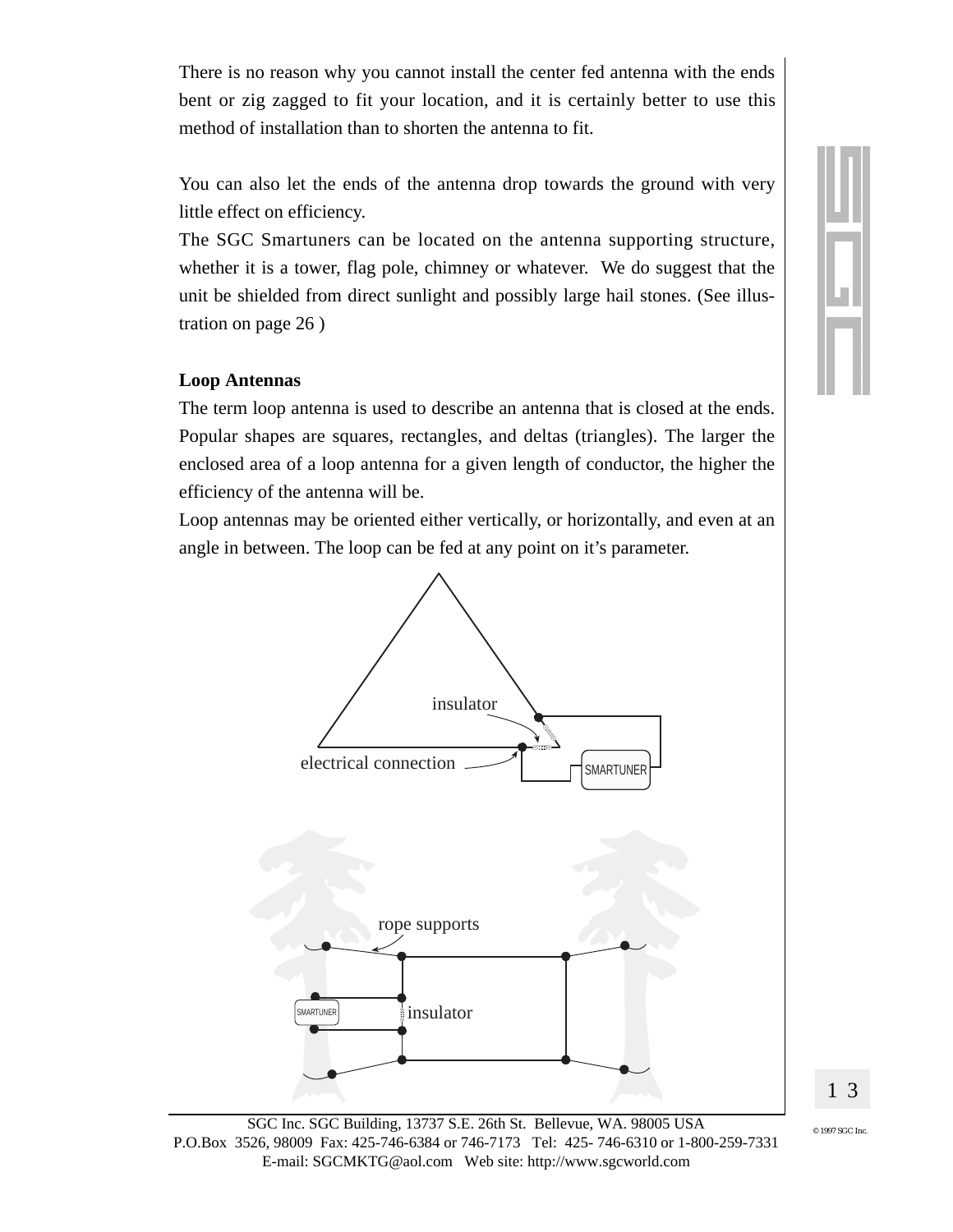There is no reason why you cannot install the center fed antenna with the ends bent or zig zagged to fit your location, and it is certainly better to use this method of installation than to shorten the antenna to fit.

You can also let the ends of the antenna drop towards the ground with very little effect on efficiency.

The SGC Smartuners can be located on the antenna supporting structure, whether it is a tower, flag pole, chimney or whatever. We do suggest that the unit be shielded from direct sunlight and possibly large hail stones. (See illustration on page 26 )

**Loop Antennas**

The term loop antenna is used to describe an antenna that is closed at the ends. Popular shapes are squares, rectangles, and deltas (triangles). The larger the enclosed area of a loop antenna for a given length of conductor, the higher the efficiency of the antenna will be.

Loop antennas may be oriented either vertically, or horizontally, and even at an angle in between. The loop can be fed at any point on it's parameter.

insulator

electrical connection

SMARTUNER

rope supports

SMARTUNER

insulator

SGC Inc. SGC Building, 13737 S.E. 26th St. Bellevue, WA. 98005 USA
P.O.Box 3526, 98009 Fax: 425-746-6384 or 746-7173 Tel: 425- 746-6310 or 1-800-259-7331
E-mail: SGCMKTG@aol.com Web site: http://www.sgcworld.com

© 1997 SGC Inc.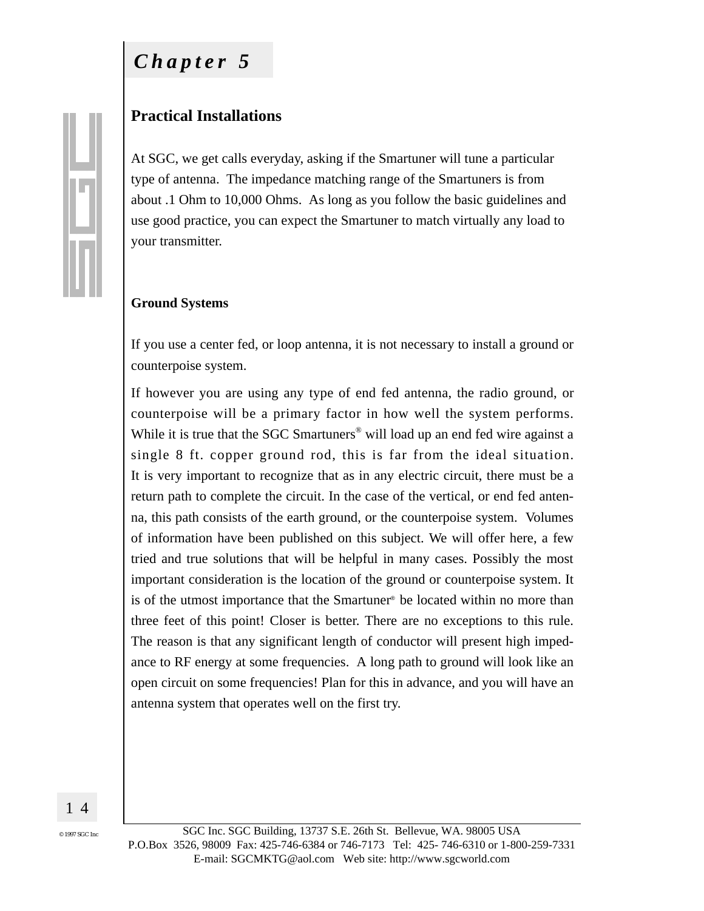# Chapter 5

## Practical Installations

At SGC, we get calls everyday, asking if the Smartuner will tune a particular type of antenna. The impedance matching range of the Smartuners is from about .1 Ohm to 10,000 Ohms. As long as you follow the basic guidelines and use good practice, you can expect the Smartuner to match virtually any load to your transmitter.

### Ground Systems

If you use a center fed, or loop antenna, it is not necessary to install a ground or counterpoise system.

If however you are using any type of end fed antenna, the radio ground, or counterpoise will be a primary factor in how well the system performs. While it is true that the SGC Smartuners® will load up an end fed wire against a single 8 ft. copper ground rod, this is far from the ideal situation. It is very important to recognize that as in any electric circuit, there must be a return path to complete the circuit. In the case of the vertical, or end fed antenna, this path consists of the earth ground, or the counterpoise system. Volumes of information have been published on this subject. We will offer here, a few tried and true solutions that will be helpful in many cases. Possibly the most important consideration is the location of the ground or counterpoise system. It is of the utmost importance that the Smartuner® be located within no more than three feet of this point! Closer is better. There are no exceptions to this rule. The reason is that any significant length of conductor will present high impedance to RF energy at some frequencies. A long path to ground will look like an open circuit on some frequencies! Plan for this in advance, and you will have an antenna system that operates well on the first try.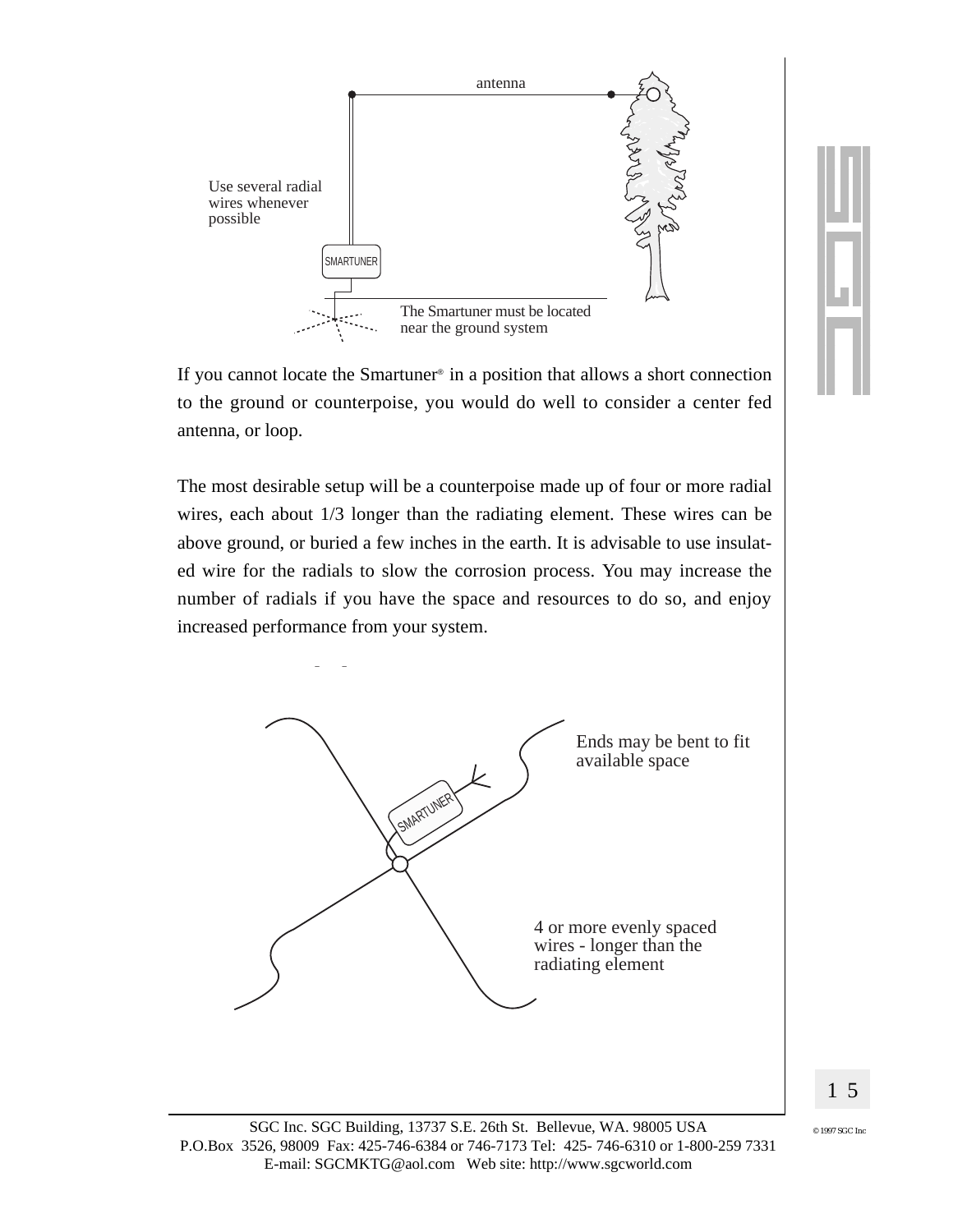antenna

Use several radial wires whenever possible

SMARTUNER

The Smartuner must be located near the ground system

If you cannot locate the Smartuner® in a position that allows a short connection to the ground or counterpoise, you would do well to consider a center fed antenna, or loop.

The most desirable setup will be a counterpoise made up of four or more radial wires, each about 1/3 longer than the radiating element. These wires can be above ground, or buried a few inches in the earth. It is advisable to use insulated wire for the radials to slow the corrosion process. You may increase the number of radials if you have the space and resources to do so, and enjoy increased performance from your system.

SMARTUNER

Ends may be bent to fit available space

4 or more evenly spaced wires - longer than the radiating element

SGC Inc. SGC Building, 13737 S.E. 26th St. Bellevue, WA. 98005 USA
P.O.Box 3526, 98009 Fax: 425-746-6384 or 746-7173 Tel: 425- 746-6310 or 1-800-259 7331
E-mail: SGCMKTG@aol.com Web site: http://www.sgcworld.com

© 1997 SGC Inc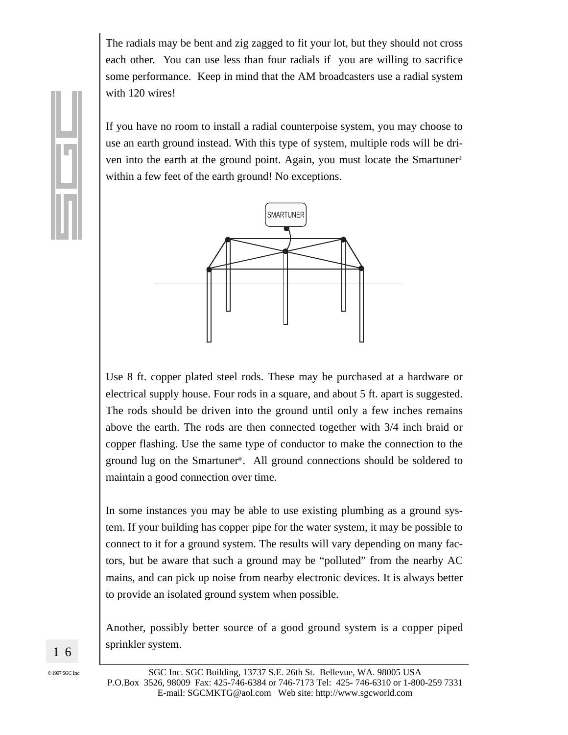The radials may be bent and zig zagged to fit your lot, but they should not cross each other. You can use less than four radials if you are willing to sacrifice some performance. Keep in mind that the AM broadcasters use a radial system with 120 wires!

If you have no room to install a radial counterpoise system, you may choose to use an earth ground instead. With this type of system, multiple rods will be driven into the earth at the ground point. Again, you must locate the Smartuner® within a few feet of the earth ground! No exceptions.

SMARTUNER

Use 8 ft. copper plated steel rods. These may be purchased at a hardware or electrical supply house. Four rods in a square, and about 5 ft. apart is suggested. The rods should be driven into the ground until only a few inches remains above the earth. The rods are then connected together with 3/4 inch braid or copper flashing. Use the same type of conductor to make the connection to the ground lug on the Smartuner®. All ground connections should be soldered to maintain a good connection over time.

In some instances you may be able to use existing plumbing as a ground system. If your building has copper pipe for the water system, it may be possible to connect to it for a ground system. The results will vary depending on many factors, but be aware that such a ground may be "polluted" from the nearby AC mains, and can pick up noise from nearby electronic devices. It is always better to provide an isolated ground system when possible.

Another, possibly better source of a good ground system is a copper piped sprinkler system.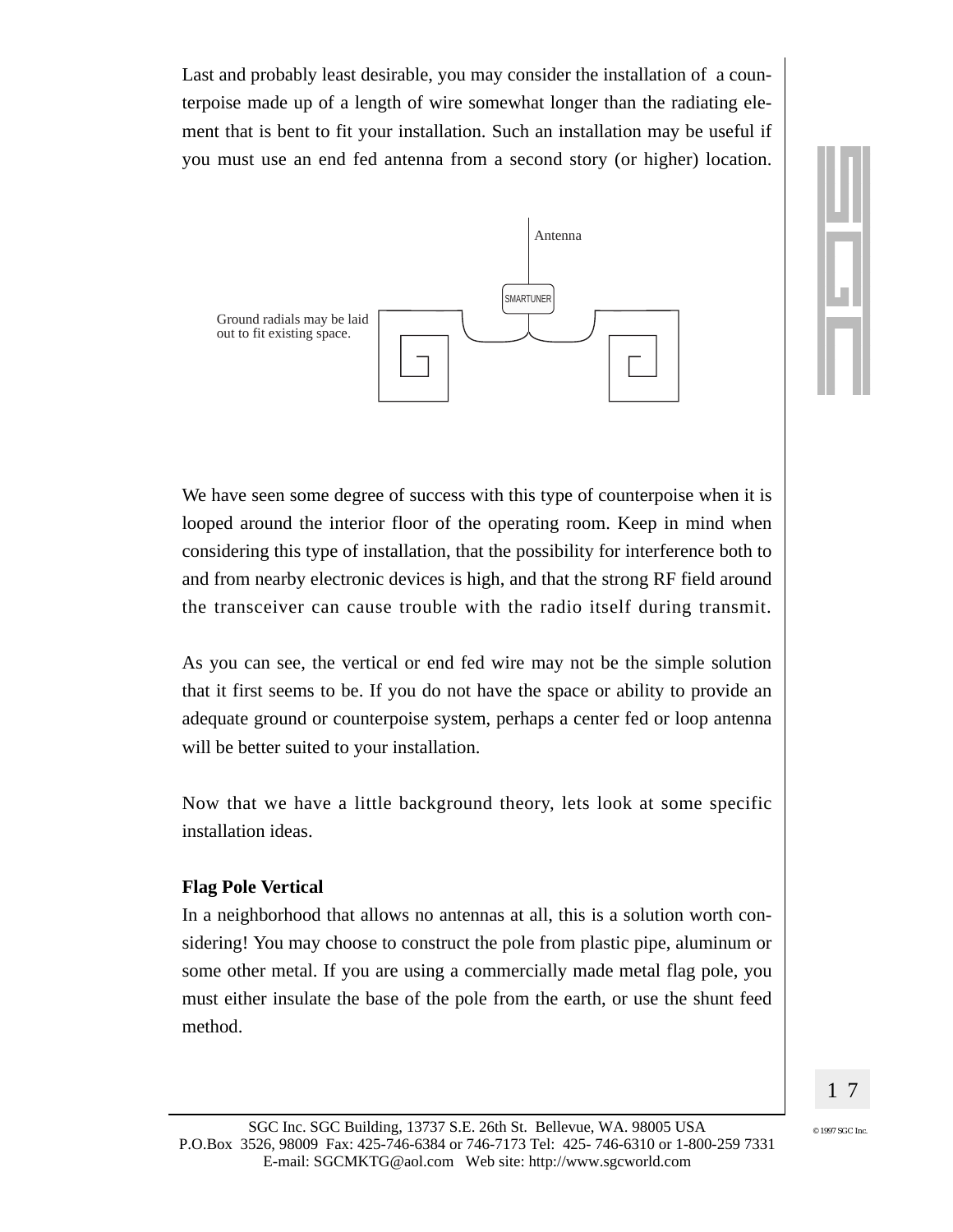Last and probably least desirable, you may consider the installation of a counterpoise made up of a length of wire somewhat longer than the radiating element that is bent to fit your installation. Such an installation may be useful if you must use an end fed antenna from a second story (or higher) location.

Antenna

SMARTUNER

Ground radials may be laid out to fit existing space.

We have seen some degree of success with this type of counterpoise when it is looped around the interior floor of the operating room. Keep in mind when considering this type of installation, that the possibility for interference both to and from nearby electronic devices is high, and that the strong RF field around the transceiver can cause trouble with the radio itself during transmit.

As you can see, the vertical or end fed wire may not be the simple solution that it first seems to be. If you do not have the space or ability to provide an adequate ground or counterpoise system, perhaps a center fed or loop antenna will be better suited to your installation.

Now that we have a little background theory, lets look at some specific installation ideas.

**Flag Pole Vertical**

In a neighborhood that allows no antennas at all, this is a solution worth considering! You may choose to construct the pole from plastic pipe, aluminum or some other metal. If you are using a commercially made metal flag pole, you must either insulate the base of the pole from the earth, or use the shunt feed method.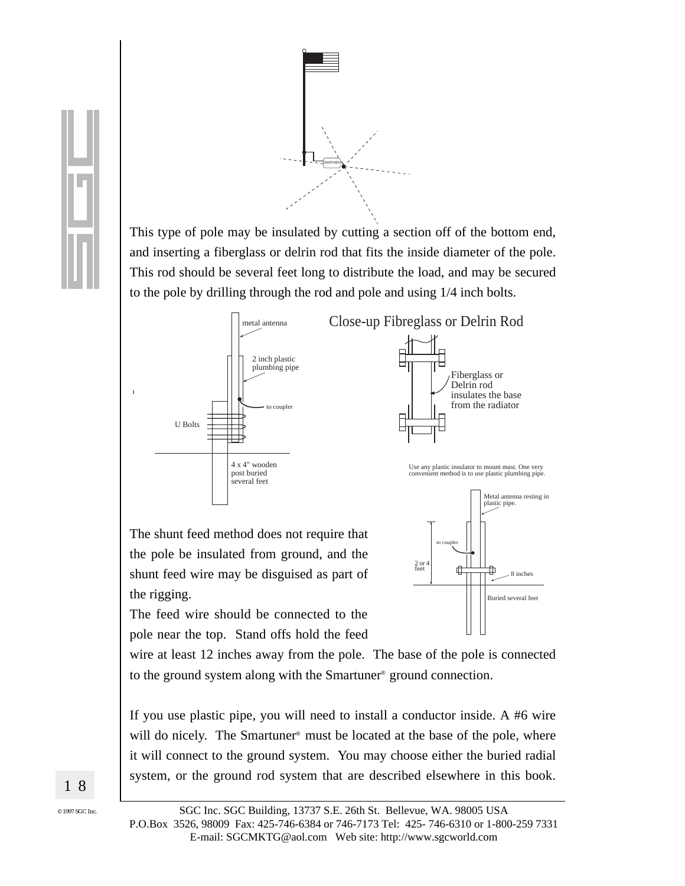This type of pole may be insulated by cutting a section off of the bottom end, and inserting a fiberglass or delrin rod that fits the inside diameter of the pole. This rod should be several feet long to distribute the load, and may be secured to the pole by drilling through the rod and pole and using 1/4 inch bolts.

metal antenna

2 inch plastic plumbing pipe

to coupler

U Bolts

4 x 4" wooden post buried several feet

Close-up Fibreglass or Delrin Rod

Fiberglass or Delrin rod insulates the base from the radiator

Use any plastic insulator to mount mast. One very convenient method is to use plastic plumbing pipe.

Metal antenna resting in plastic pipe.

to coupler

2 or 4 feet

8 inches

Buried several feet

The shunt feed method does not require that the pole be insulated from ground, and the shunt feed wire may be disguised as part of the rigging.

The feed wire should be connected to the pole near the top. Stand offs hold the feed wire at least 12 inches away from the pole. The base of the pole is connected to the ground system along with the Smartuner® ground connection.

If you use plastic pipe, you will need to install a conductor inside. A #6 wire will do nicely. The Smartuner® must be located at the base of the pole, where it will connect to the ground system. You may choose either the buried radial system, or the ground rod system that are described elsewhere in this book.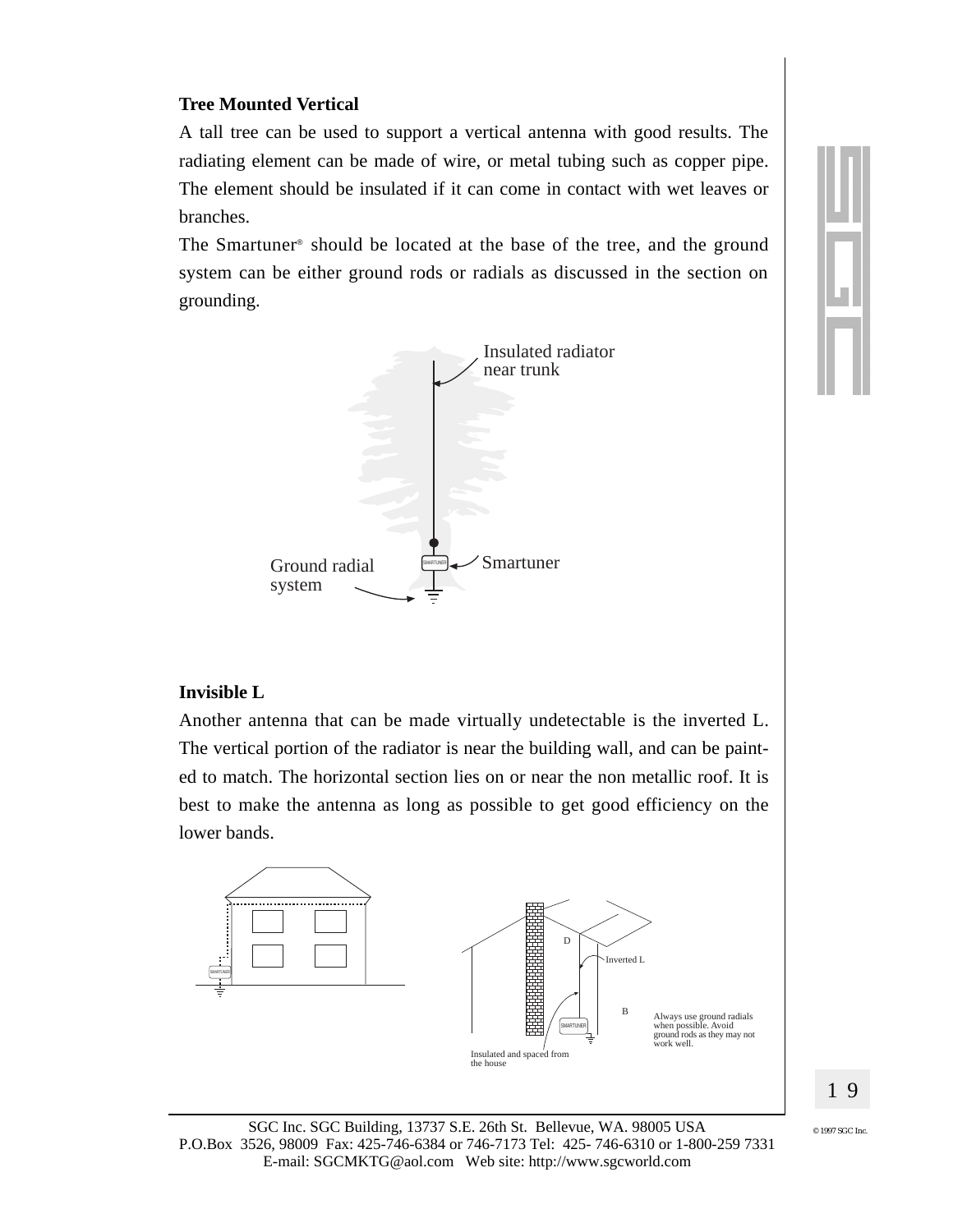### Tree Mounted Vertical

A tall tree can be used to support a vertical antenna with good results. The radiating element can be made of wire, or metal tubing such as copper pipe. The element should be insulated if it can come in contact with wet leaves or branches.

The Smartuner® should be located at the base of the tree, and the ground system can be either ground rods or radials as discussed in the section on grounding.

Insulated radiator near trunk

Ground radial system

Smartuner

### Invisible L

Another antenna that can be made virtually undetectable is the inverted L. The vertical portion of the radiator is near the building wall, and can be painted to match. The horizontal section lies on or near the non metallic roof. It is best to make the antenna as long as possible to get good efficiency on the lower bands.

Inverted L

Always use ground radials when possible. Avoid ground rods as they may not work well.

Insulated and spaced from the house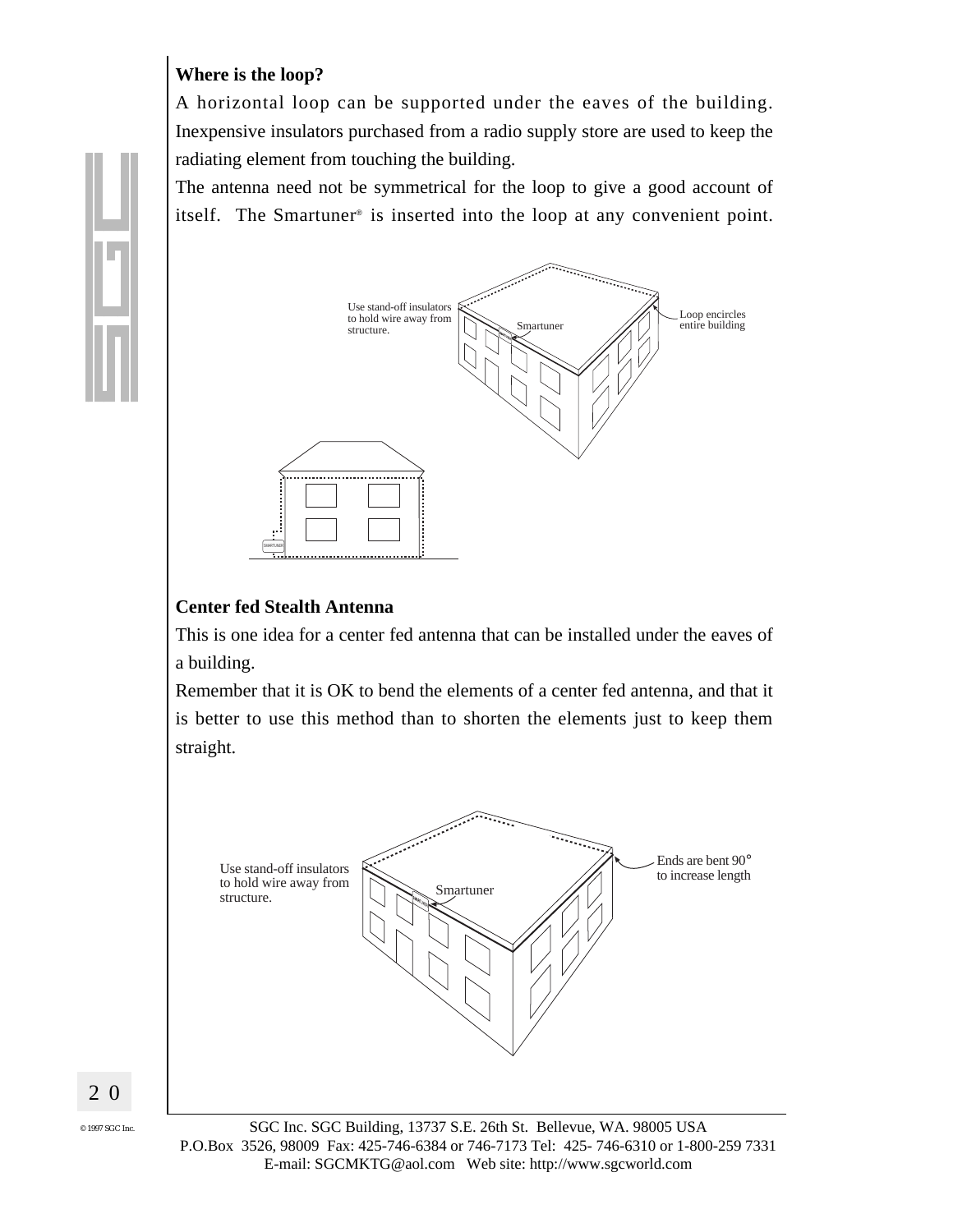### Where is the loop?

A horizontal loop can be supported under the eaves of the building. Inexpensive insulators purchased from a radio supply store are used to keep the radiating element from touching the building.

The antenna need not be symmetrical for the loop to give a good account of itself. The Smartuner® is inserted into the loop at any convenient point.

Use stand-off insulators to hold wire away from structure.

Smartuner

Loop encircles entire building

### Center fed Stealth Antenna

This is one idea for a center fed antenna that can be installed under the eaves of a building.

Remember that it is OK to bend the elements of a center fed antenna, and that it is better to use this method than to shorten the elements just to keep them straight.

Use stand-off insulators to hold wire away from structure.

Smartuner

Ends are bent 90° to increase length

SGC Inc. SGC Building, 13737 S.E. 26th St. Bellevue, WA. 98005 USA
P.O.Box 3526, 98009 Fax: 425-746-6384 or 746-7173 Tel: 425- 746-6310 or 1-800-259 7331
E-mail: SGCMKTG@aol.com Web site: http://www.sgcworld.com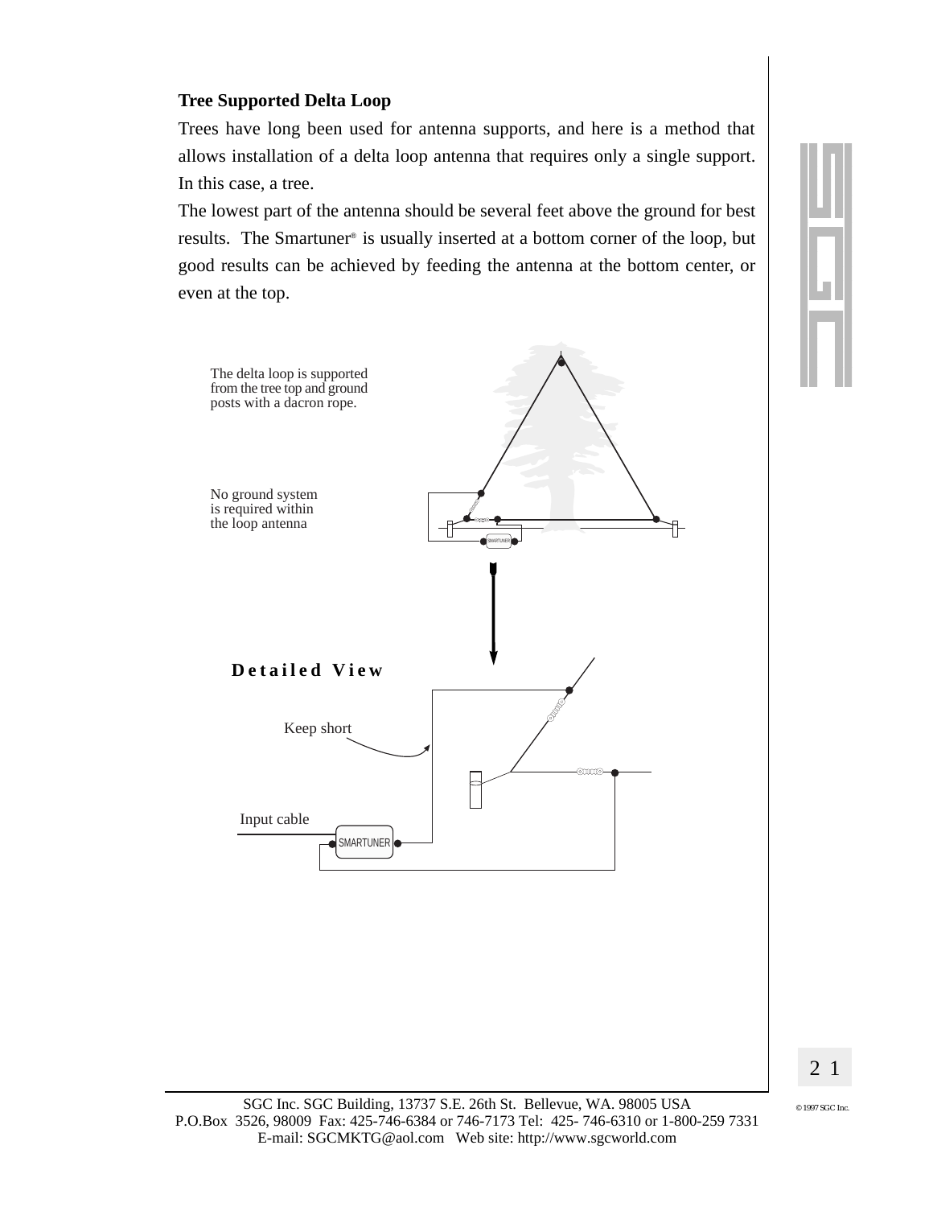**Tree Supported Delta Loop**

Trees have long been used for antenna supports, and here is a method that allows installation of a delta loop antenna that requires only a single support. In this case, a tree.

The lowest part of the antenna should be several feet above the ground for best results. The Smartuner® is usually inserted at a bottom corner of the loop, but good results can be achieved by feeding the antenna at the bottom center, or even at the top.

The delta loop is supported from the tree top and ground posts with a dacron rope.

No ground system is required within the loop antenna

SMARTUNER

**Detailed View**

Keep short

Input cable

SMARTUNER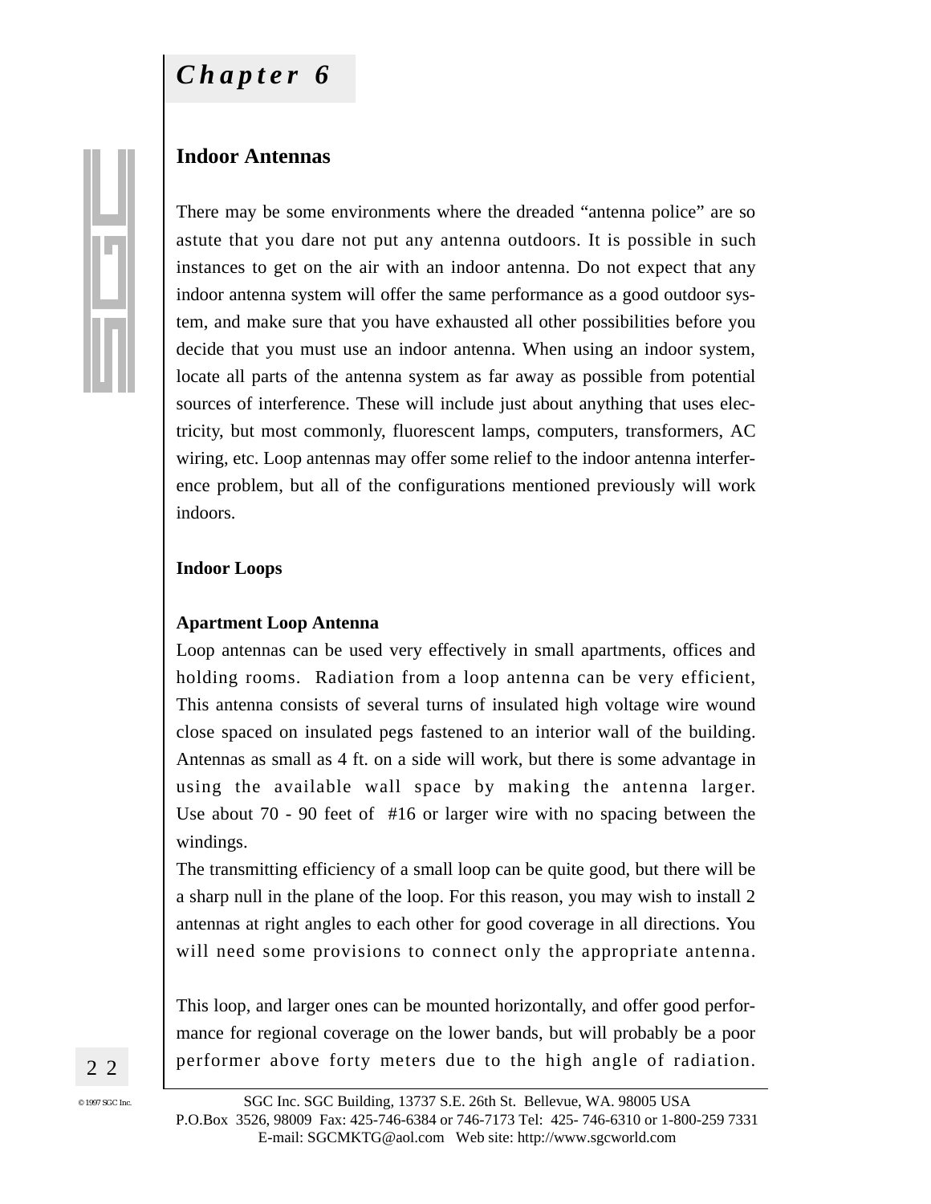# Chapter 6

## Indoor Antennas

There may be some environments where the dreaded "antenna police" are so astute that you dare not put any antenna outdoors. It is possible in such instances to get on the air with an indoor antenna. Do not expect that any indoor antenna system will offer the same performance as a good outdoor system, and make sure that you have exhausted all other possibilities before you decide that you must use an indoor antenna. When using an indoor system, locate all parts of the antenna system as far away as possible from potential sources of interference. These will include just about anything that uses electricity, but most commonly, fluorescent lamps, computers, transformers, AC wiring, etc. Loop antennas may offer some relief to the indoor antenna interference problem, but all of the configurations mentioned previously will work indoors.

### Indoor Loops

#### Apartment Loop Antenna

Loop antennas can be used very effectively in small apartments, offices and holding rooms. Radiation from a loop antenna can be very efficient, This antenna consists of several turns of insulated high voltage wire wound close spaced on insulated pegs fastened to an interior wall of the building. Antennas as small as 4 ft. on a side will work, but there is some advantage in using the available wall space by making the antenna larger. Use about 70 - 90 feet of #16 or larger wire with no spacing between the windings.

The transmitting efficiency of a small loop can be quite good, but there will be a sharp null in the plane of the loop. For this reason, you may wish to install 2 antennas at right angles to each other for good coverage in all directions. You will need some provisions to connect only the appropriate antenna.

This loop, and larger ones can be mounted horizontally, and offer good performance for regional coverage on the lower bands, but will probably be a poor performer above forty meters due to the high angle of radiation.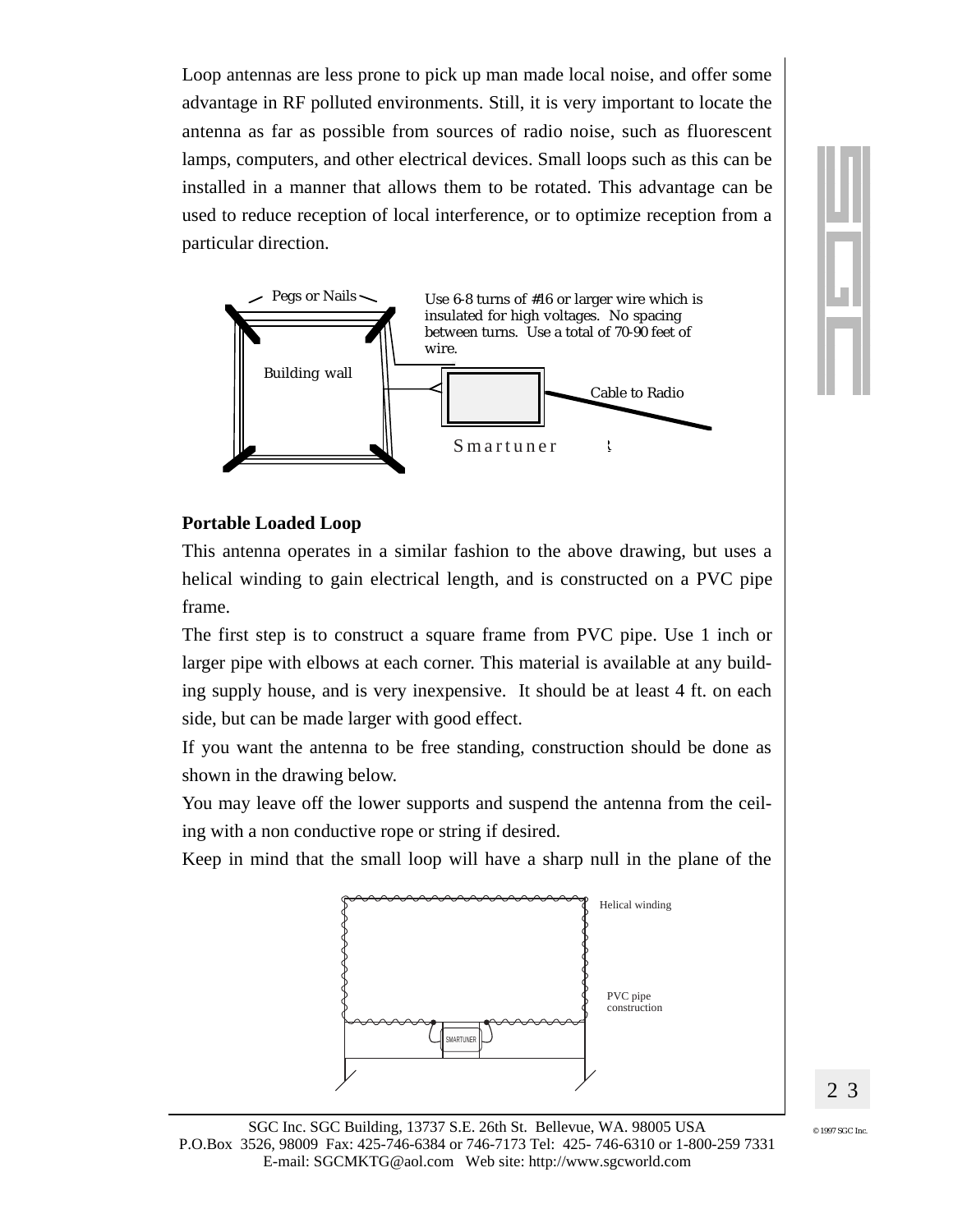Loop antennas are less prone to pick up man made local noise, and offer some advantage in RF polluted environments. Still, it is very important to locate the antenna as far as possible from sources of radio noise, such as fluorescent lamps, computers, and other electrical devices. Small loops such as this can be installed in a manner that allows them to be rotated. This advantage can be used to reduce reception of local interference, or to optimize reception from a particular direction.

Pegs or Nails

Use 6-8 turns of #16 or larger wire which is insulated for high voltages. No spacing between turns. Use a total of 70-90 feet of wire.

Building wall

Cable to Radio

Smartuner

**Portable Loaded Loop**

This antenna operates in a similar fashion to the above drawing, but uses a helical winding to gain electrical length, and is constructed on a PVC pipe frame.

The first step is to construct a square frame from PVC pipe. Use 1 inch or larger pipe with elbows at each corner. This material is available at any building supply house, and is very inexpensive. It should be at least 4 ft. on each side, but can be made larger with good effect.

If you want the antenna to be free standing, construction should be done as shown in the drawing below.

You may leave off the lower supports and suspend the antenna from the ceiling with a non conductive rope or string if desired.

Keep in mind that the small loop will have a sharp null in the plane of the

Helical winding

PVC pipe construction

SMARTUNER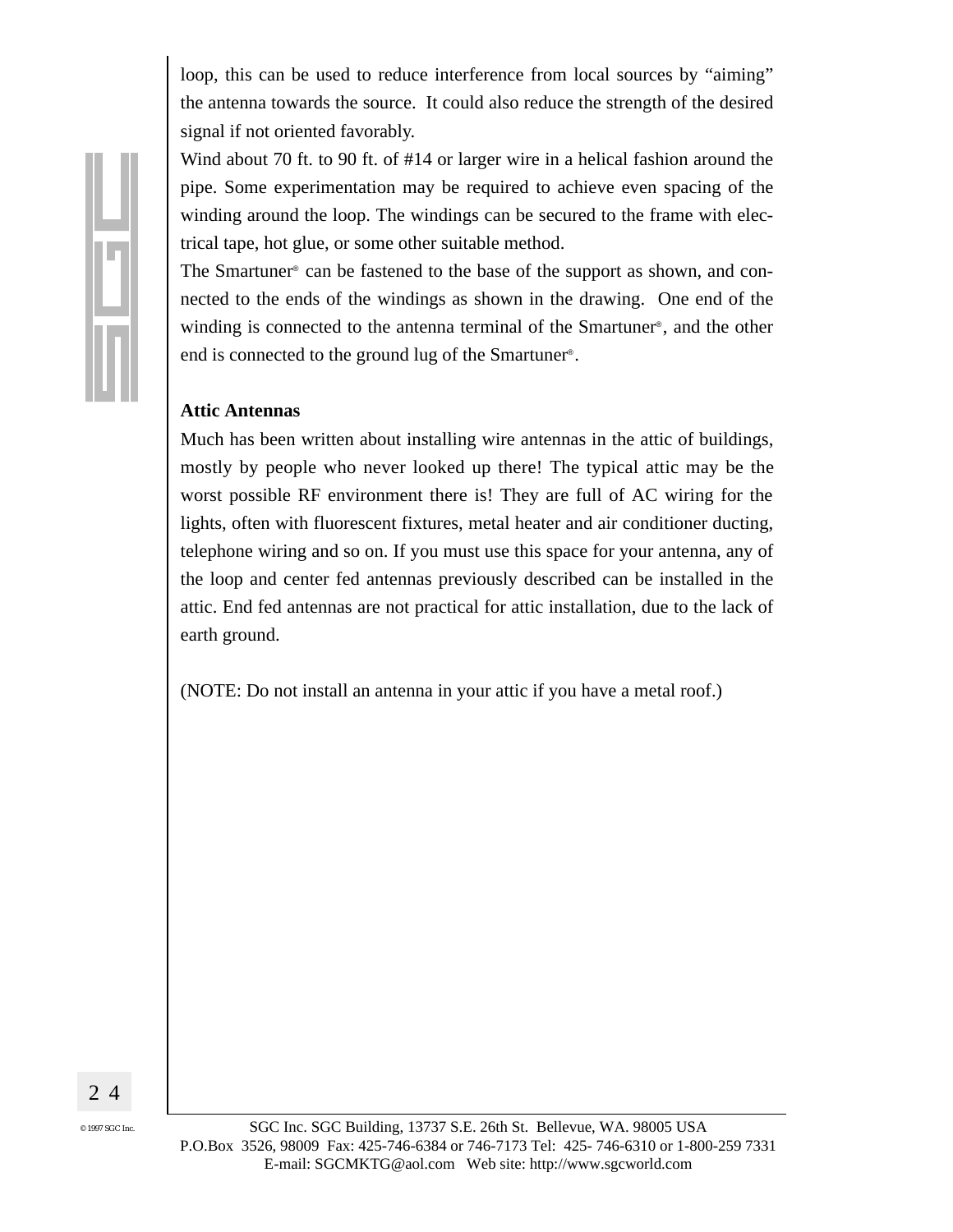loop, this can be used to reduce interference from local sources by “aiming” the antenna towards the source. It could also reduce the strength of the desired signal if not oriented favorably.

Wind about 70 ft. to 90 ft. of #14 or larger wire in a helical fashion around the pipe. Some experimentation may be required to achieve even spacing of the winding around the loop. The windings can be secured to the frame with electrical tape, hot glue, or some other suitable method.

The Smartuner® can be fastened to the base of the support as shown, and connected to the ends of the windings as shown in the drawing. One end of the winding is connected to the antenna terminal of the Smartuner®, and the other end is connected to the ground lug of the Smartuner®.

**Attic Antennas**

Much has been written about installing wire antennas in the attic of buildings, mostly by people who never looked up there! The typical attic may be the worst possible RF environment there is! They are full of AC wiring for the lights, often with fluorescent fixtures, metal heater and air conditioner ducting, telephone wiring and so on. If you must use this space for your antenna, any of the loop and center fed antennas previously described can be installed in the attic. End fed antennas are not practical for attic installation, due to the lack of earth ground.

(NOTE: Do not install an antenna in your attic if you have a metal roof.)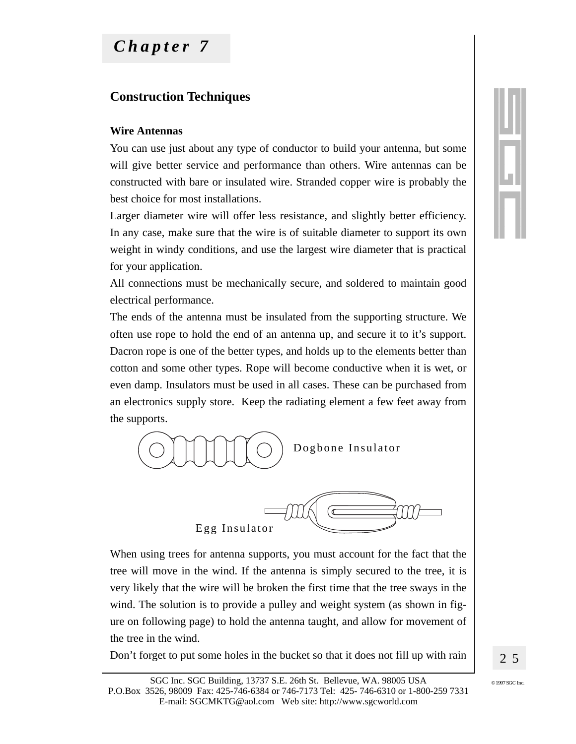# Chapter 7

## Construction Techniques

### Wire Antennas

You can use just about any type of conductor to build your antenna, but some will give better service and performance than others. Wire antennas can be constructed with bare or insulated wire. Stranded copper wire is probably the best choice for most installations.

Larger diameter wire will offer less resistance, and slightly better efficiency. In any case, make sure that the wire is of suitable diameter to support its own weight in windy conditions, and use the largest wire diameter that is practical for your application.

All connections must be mechanically secure, and soldered to maintain good electrical performance.

The ends of the antenna must be insulated from the supporting structure. We often use rope to hold the end of an antenna up, and secure it to it's support. Dacron rope is one of the better types, and holds up to the elements better than cotton and some other types. Rope will become conductive when it is wet, or even damp. Insulators must be used in all cases. These can be purchased from an electronics supply store. Keep the radiating element a few feet away from the supports.

Dogbone Insulator

Egg Insulator

When using trees for antenna supports, you must account for the fact that the tree will move in the wind. If the antenna is simply secured to the tree, it is very likely that the wire will be broken the first time that the tree sways in the wind. The solution is to provide a pulley and weight system (as shown in figure on following page) to hold the antenna taught, and allow for movement of the tree in the wind.

Don't forget to put some holes in the bucket so that it does not fill up with rain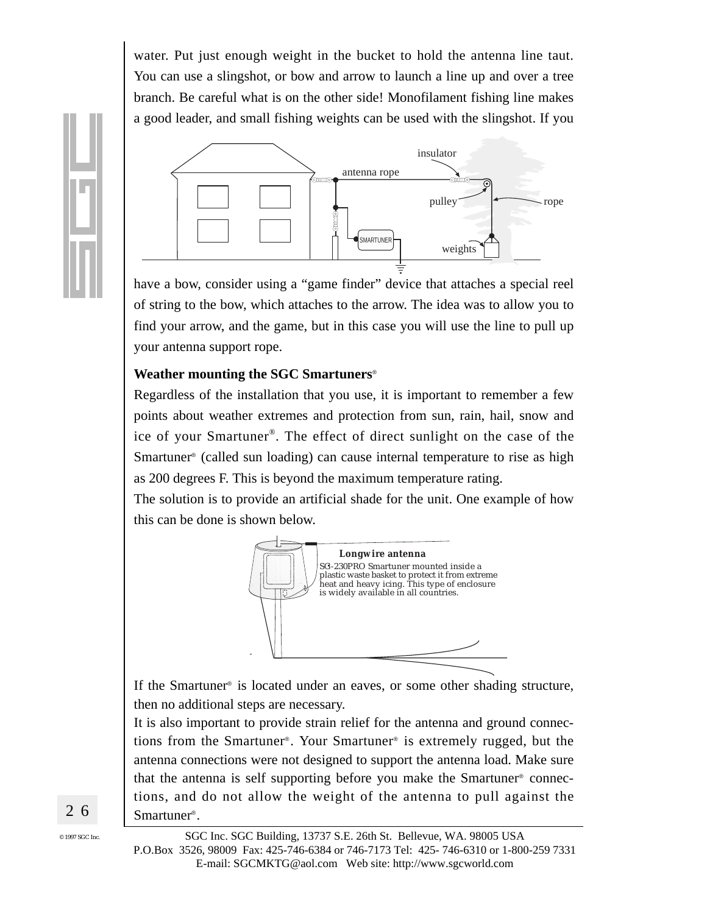water. Put just enough weight in the bucket to hold the antenna line taut. You can use a slingshot, or bow and arrow to launch a line up and over a tree branch. Be careful what is on the other side! Monofilament fishing line makes a good leader, and small fishing weights can be used with the slingshot. If you have a bow, consider using a "game finder" device that attaches a special reel of string to the bow, which attaches to the arrow. The idea was to allow you to find your arrow, and the game, but in this case you will use the line to pull up your antenna support rope.

**Weather mounting the SGC Smartuners®**

Regardless of the installation that you use, it is important to remember a few points about weather extremes and protection from sun, rain, hail, snow and ice of your Smartuner®. The effect of direct sunlight on the case of the Smartuner® (called sun loading) can cause internal temperature to rise as high as 200 degrees F. This is beyond the maximum temperature rating.

The solution is to provide an artificial shade for the unit. One example of how this can be done is shown below.

**Longwire antenna**

SG-230PRO Smartuner mounted inside a plastic waste basket to protect it from extreme heat and heavy icing. This type of enclosure is widely available in all countries.

If the Smartuner® is located under an eaves, or some other shading structure, then no additional steps are necessary.

It is also important to provide strain relief for the antenna and ground connections from the Smartuner®. Your Smartuner® is extremely rugged, but the antenna connections were not designed to support the antenna load. Make sure that the antenna is self supporting before you make the Smartuner® connections, and do not allow the weight of the antenna to pull against the Smartuner®.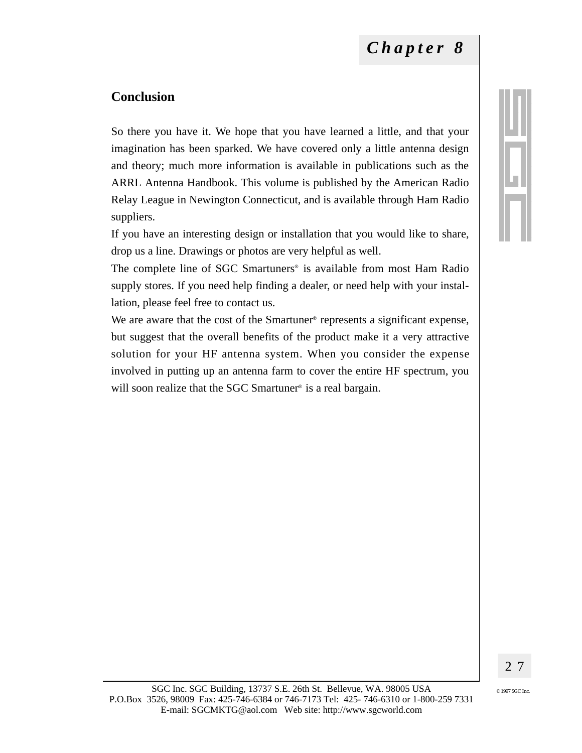# Chapter 8

## Conclusion

So there you have it. We hope that you have learned a little, and that your imagination has been sparked. We have covered only a little antenna design and theory; much more information is available in publications such as the ARRL Antenna Handbook. This volume is published by the American Radio Relay League in Newington Connecticut, and is available through Ham Radio suppliers.

If you have an interesting design or installation that you would like to share, drop us a line. Drawings or photos are very helpful as well.

The complete line of SGC Smartuners® is available from most Ham Radio supply stores. If you need help finding a dealer, or need help with your installation, please feel free to contact us.

We are aware that the cost of the Smartuner® represents a significant expense, but suggest that the overall benefits of the product make it a very attractive solution for your HF antenna system. When you consider the expense involved in putting up an antenna farm to cover the entire HF spectrum, you will soon realize that the SGC Smartuner® is a real bargain.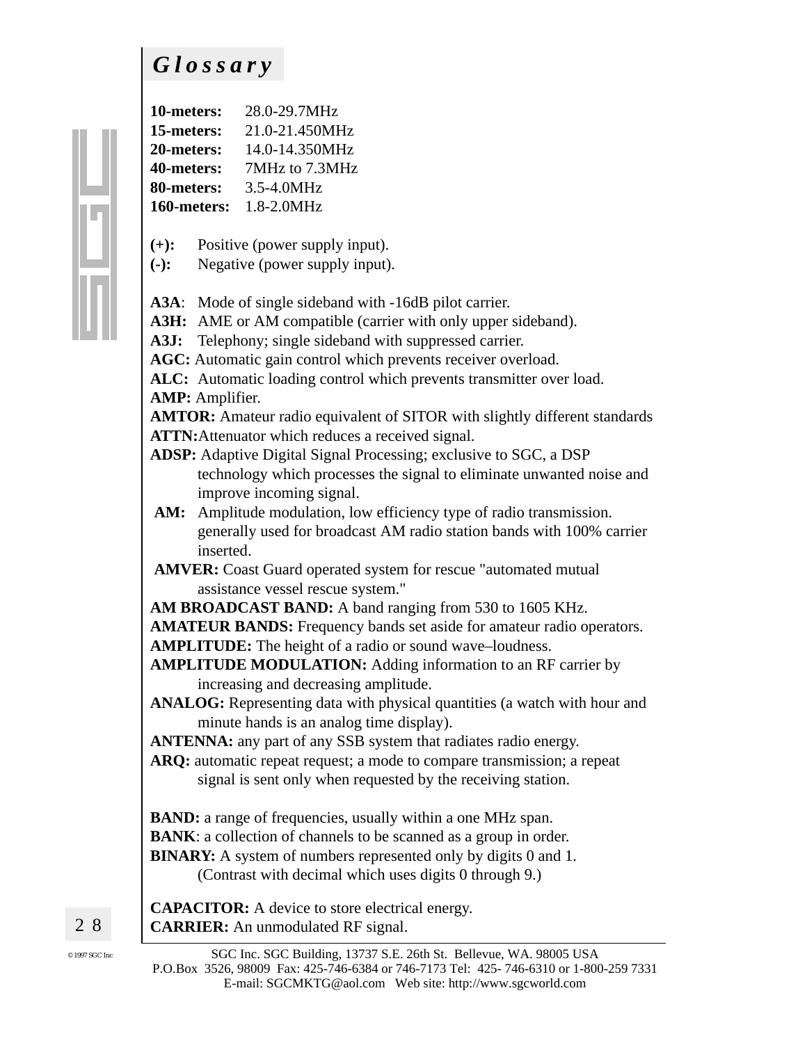# *Glossary*

**10-meters:** 28.0-29.7MHz
**15-meters:** 21.0-21.450MHz
**20-meters:** 14.0-14.350MHz
**40-meters:** 7MHz to 7.3MHz
**80-meters:** 3.5-4.0MHz
**160-meters:** 1.8-2.0MHz

**(+):** Positive (power supply input).
**(-):** Negative (power supply input).

**A3A**: Mode of single sideband with -16dB pilot carrier.
**A3H:** AME or AM compatible (carrier with only upper sideband).
**A3J:** Telephony; single sideband with suppressed carrier.
**AGC:** Automatic gain control which prevents receiver overload.
**ALC:** Automatic loading control which prevents transmitter over load.
**AMP:** Amplifier.
**AMTOR:** Amateur radio equivalent of SITOR with slightly different standards
**ATTN:** Attenuator which reduces a received signal.
**ADSP:** Adaptive Digital Signal Processing; exclusive to SGC, a DSP technology which processes the signal to eliminate unwanted noise and improve incoming signal.
**AM:** Amplitude modulation, low efficiency type of radio transmission. generally used for broadcast AM radio station bands with 100% carrier inserted.
**AMVER:** Coast Guard operated system for rescue "automated mutual assistance vessel rescue system."
**AM BROADCAST BAND:** A band ranging from 530 to 1605 KHz.
**AMATEUR BANDS:** Frequency bands set aside for amateur radio operators.
**AMPLITUDE:** The height of a radio or sound wave–loudness.
**AMPLITUDE MODULATION:** Adding information to an RF carrier by increasing and decreasing amplitude.
**ANALOG:** Representing data with physical quantities (a watch with hour and minute hands is an analog time display).
**ANTENNA:** any part of any SSB system that radiates radio energy.
**ARQ:** automatic repeat request; a mode to compare transmission; a repeat signal is sent only when requested by the receiving station.

**BAND:** a range of frequencies, usually within a one MHz span.
**BANK**: a collection of channels to be scanned as a group in order.
**BINARY:** A system of numbers represented only by digits 0 and 1. (Contrast with decimal which uses digits 0 through 9.)

**CAPACITOR:** A device to store electrical energy.
**CARRIER:** An unmodulated RF signal.

SGC Inc. SGC Building, 13737 S.E. 26th St. Bellevue, WA. 98005 USA
P.O.Box 3526, 98009 Fax: 425-746-6384 or 746-7173 Tel: 425- 746-6310 or 1-800-259 7331
E-mail: SGCMKTG@aol.com Web site: http://www.sgcworld.com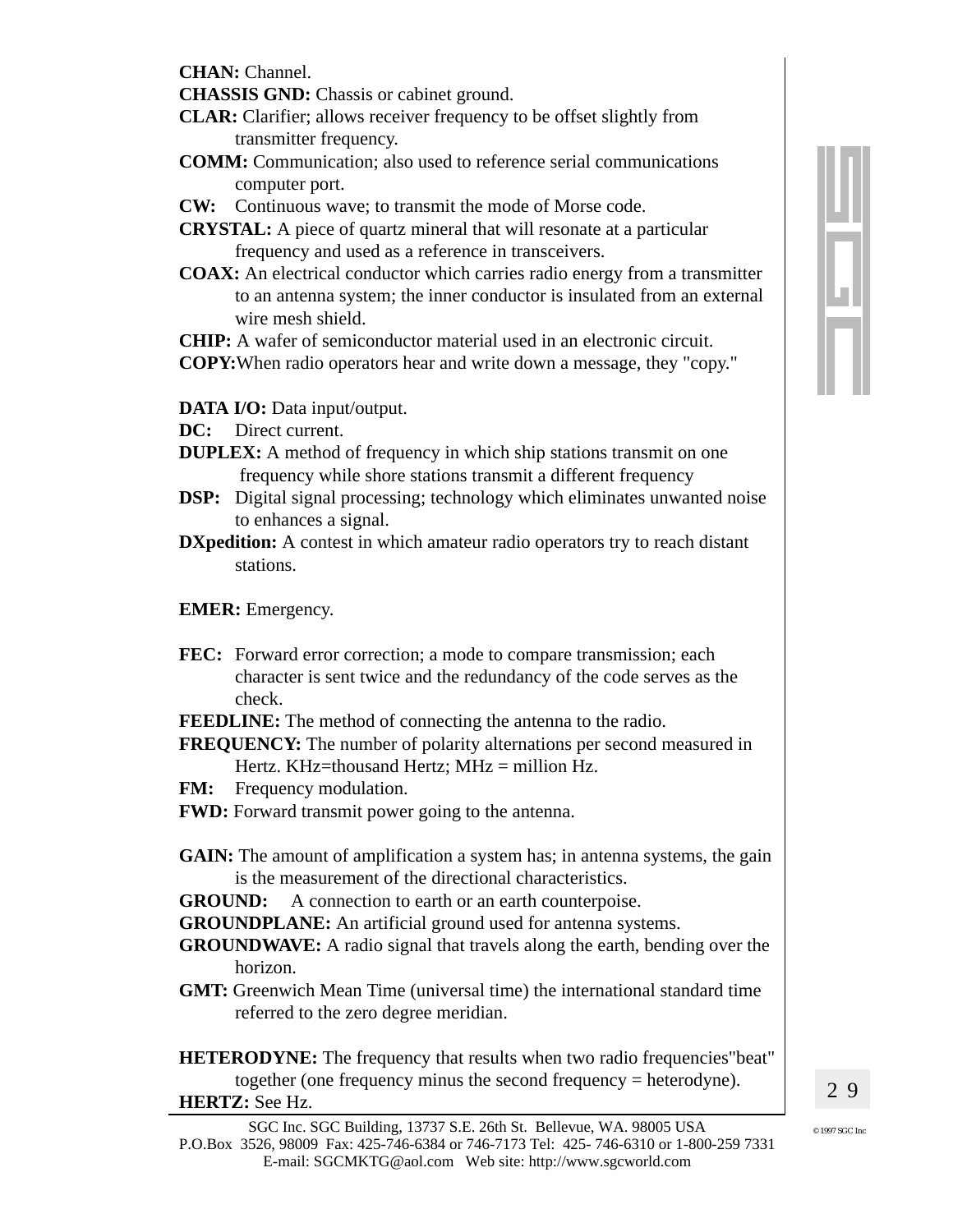**CHAN:** Channel.

**CHASSIS GND:** Chassis or cabinet ground.

**CLAR:** Clarifier; allows receiver frequency to be offset slightly from transmitter frequency.

**COMM:** Communication; also used to reference serial communications computer port.

**CW:** Continuous wave; to transmit the mode of Morse code.

**CRYSTAL:** A piece of quartz mineral that will resonate at a particular frequency and used as a reference in transceivers.

**COAX:** An electrical conductor which carries radio energy from a transmitter to an antenna system; the inner conductor is insulated from an external wire mesh shield.

**CHIP:** A wafer of semiconductor material used in an electronic circuit.

**COPY:** When radio operators hear and write down a message, they "copy."

**DATA I/O:** Data input/output.

**DC:** Direct current.

**DUPLEX:** A method of frequency in which ship stations transmit on one frequency while shore stations transmit a different frequency

**DSP:** Digital signal processing; technology which eliminates unwanted noise to enhances a signal.

**DXpedition:** A contest in which amateur radio operators try to reach distant stations.

**EMER:** Emergency.

**FEC:** Forward error correction; a mode to compare transmission; each character is sent twice and the redundancy of the code serves as the check.

**FEEDLINE:** The method of connecting the antenna to the radio.

**FREQUENCY:** The number of polarity alternations per second measured in Hertz. KHz=thousand Hertz; MHz = million Hz.

**FM:** Frequency modulation.

**FWD:** Forward transmit power going to the antenna.

**GAIN:** The amount of amplification a system has; in antenna systems, the gain is the measurement of the directional characteristics.

**GROUND:** A connection to earth or an earth counterpoise.

**GROUNDPLANE:** An artificial ground used for antenna systems.

**GROUNDWAVE:** A radio signal that travels along the earth, bending over the horizon.

**GMT:** Greenwich Mean Time (universal time) the international standard time referred to the zero degree meridian.

**HETERODYNE:** The frequency that results when two radio frequencies"beat" together (one frequency minus the second frequency = heterodyne).

**HERTZ:** See Hz.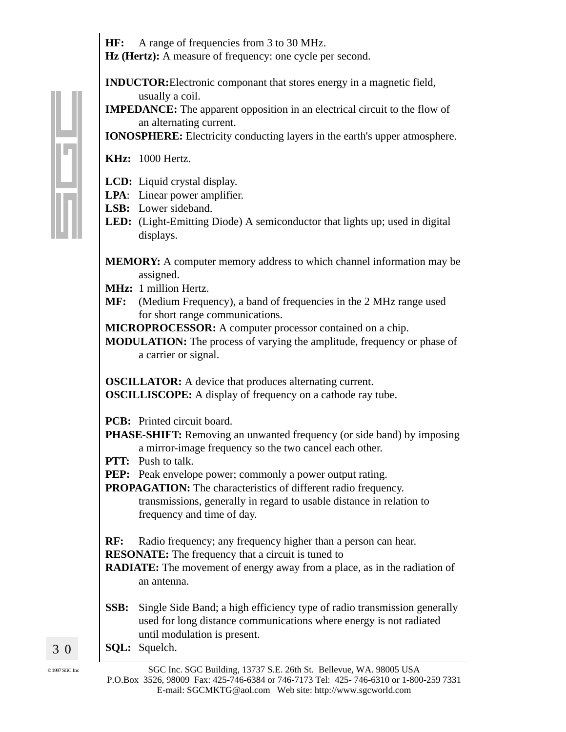**HF:** A range of frequencies from 3 to 30 MHz.
**Hz (Hertz):** A measure of frequency: one cycle per second.

**INDUCTOR:**Electronic componant that stores energy in a magnetic field, usually a coil.
**IMPEDANCE:** The apparent opposition in an electrical circuit to the flow of an alternating current.
**IONOSPHERE:** Electricity conducting layers in the earth's upper atmosphere.

**KHz:** 1000 Hertz.

**LCD:** Liquid crystal display.
**LPA**: Linear power amplifier.
**LSB:** Lower sideband.
**LED:** (Light-Emitting Diode) A semiconductor that lights up; used in digital displays.

**MEMORY:** A computer memory address to which channel information may be assigned.
**MHz:** 1 million Hertz.
**MF:** (Medium Frequency), a band of frequencies in the 2 MHz range used for short range communications.
**MICROPROCESSOR:** A computer processor contained on a chip.
**MODULATION:** The process of varying the amplitude, frequency or phase of a carrier or signal.

**OSCILLATOR:** A device that produces alternating current.
**OSCILLISCOPE:** A display of frequency on a cathode ray tube.

**PCB:** Printed circuit board.
**PHASE-SHIFT:** Removing an unwanted frequency (or side band) by imposing a mirror-image frequency so the two cancel each other.
**PTT:** Push to talk.
**PEP:** Peak envelope power; commonly a power output rating.
**PROPAGATION:** The characteristics of different radio frequency. transmissions, generally in regard to usable distance in relation to frequency and time of day.

**RF:** Radio frequency; any frequency higher than a person can hear.
**RESONATE:** The frequency that a circuit is tuned to
**RADIATE:** The movement of energy away from a place, as in the radiation of an antenna.

**SSB:** Single Side Band; a high efficiency type of radio transmission generally used for long distance communications where energy is not radiated until modulation is present.
**SQL:** Squelch.

SGC Inc. SGC Building, 13737 S.E. 26th St. Bellevue, WA. 98005 USA
P.O.Box 3526, 98009 Fax: 425-746-6384 or 746-7173 Tel: 425- 746-6310 or 1-800-259 7331
E-mail: SGCMKTG@aol.com Web site: http://www.sgcworld.com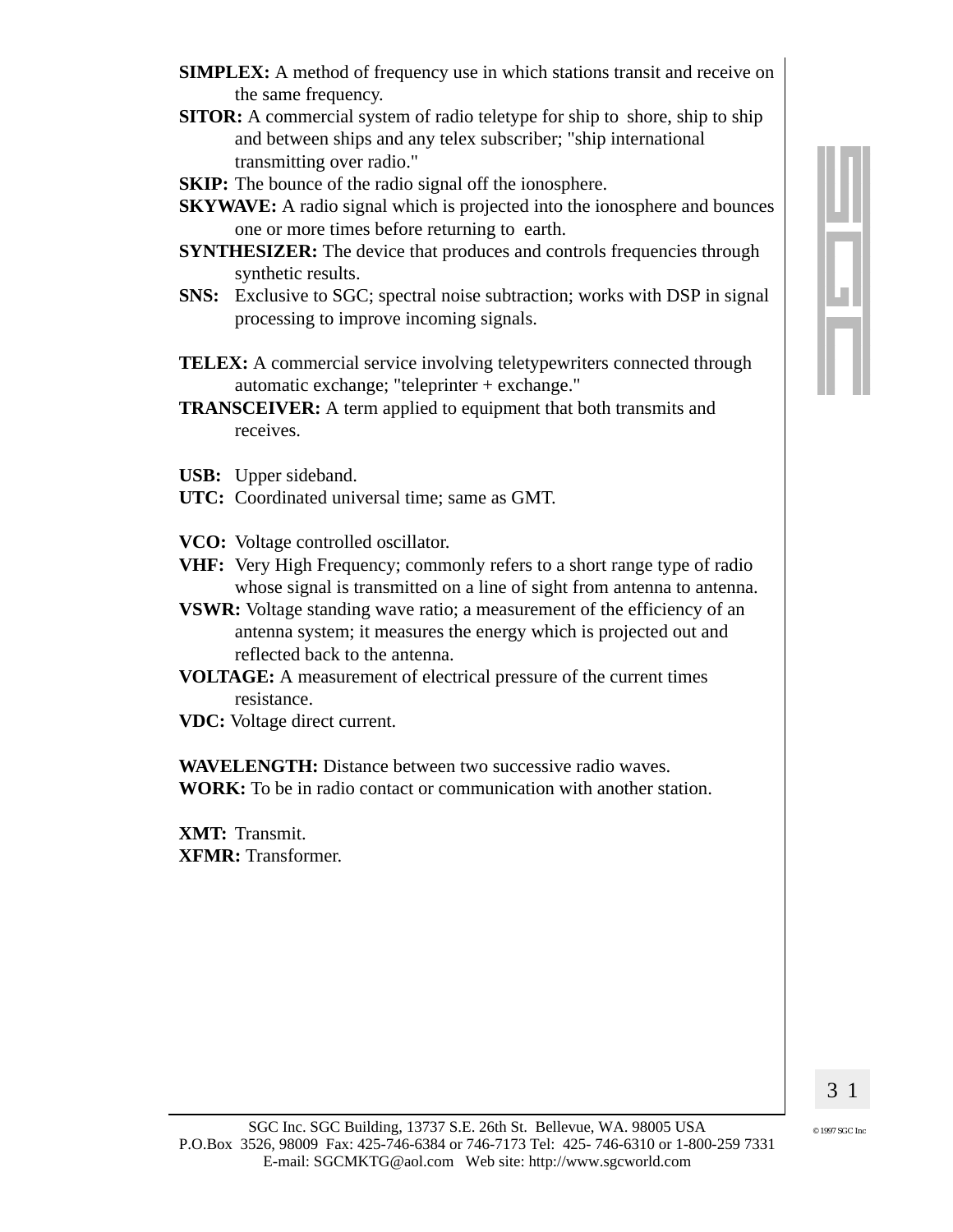**SIMPLEX:** A method of frequency use in which stations transit and receive on the same frequency.

**SITOR:** A commercial system of radio teletype for ship to shore, ship to ship and between ships and any telex subscriber; "ship international transmitting over radio."

**SKIP:** The bounce of the radio signal off the ionosphere.

**SKYWAVE:** A radio signal which is projected into the ionosphere and bounces one or more times before returning to earth.

**SYNTHESIZER:** The device that produces and controls frequencies through synthetic results.

**SNS:** Exclusive to SGC; spectral noise subtraction; works with DSP in signal processing to improve incoming signals.

**TELEX:** A commercial service involving teletypewriters connected through automatic exchange; "teleprinter + exchange."

**TRANSCEIVER:** A term applied to equipment that both transmits and receives.

**USB:** Upper sideband.

**UTC:** Coordinated universal time; same as GMT.

**VCO:** Voltage controlled oscillator.

**VHF:** Very High Frequency; commonly refers to a short range type of radio whose signal is transmitted on a line of sight from antenna to antenna.

**VSWR:** Voltage standing wave ratio; a measurement of the efficiency of an antenna system; it measures the energy which is projected out and reflected back to the antenna.

**VOLTAGE:** A measurement of electrical pressure of the current times resistance.

**VDC:** Voltage direct current.

**WAVELENGTH:** Distance between two successive radio waves.

**WORK:** To be in radio contact or communication with another station.

**XMT:** Transmit.

**XFMR:** Transformer.

SGC Inc. SGC Building, 13737 S.E. 26th St. Bellevue, WA. 98005 USA
P.O.Box 3526, 98009 Fax: 425-746-6384 or 746-7173 Tel: 425- 746-6310 or 1-800-259 7331
E-mail: SGCMKTG@aol.com Web site: http://www.sgcworld.com

© 1997 SGC Inc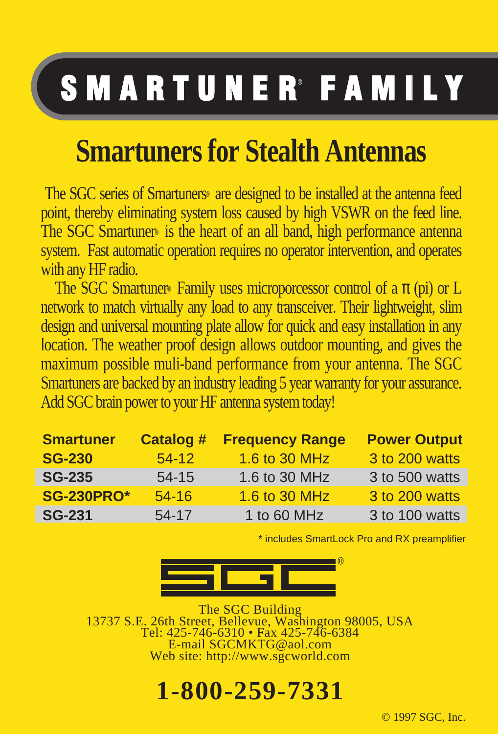# SMARTUNER® FAMILY

## Smartuners for Stealth Antennas

The SGC series of Smartuners® are designed to be installed at the antenna feed point, thereby eliminating system loss caused by high VSWR on the feed line. The SGC Smartuner® is the heart of an all band, high performance antenna system. Fast automatic operation requires no operator intervention, and operates with any HF radio.

The SGC Smartuner® Family uses microporcessor control of a π (pi) or L network to match virtually any load to any transceiver. Their lightweight, slim design and universal mounting plate allow for quick and easy installation in any location. The weather proof design allows outdoor mounting, and gives the maximum possible muli-band performance from your antenna. The SGC Smartuners are backed by an industry leading 5 year warranty for your assurance. Add SGC brain power to your HF antenna system today!

| Smartuner | Catalog # | Frequency Range | Power Output |
|---|---|---|---|
| **SG-230** | 54-12 | 1.6 to 30 MHz | 3 to 200 watts |
| **SG-235** | 54-15 | 1.6 to 30 MHz | 3 to 500 watts |
| **SG-230PRO*** | 54-16 | 1.6 to 30 MHz | 3 to 200 watts |
| **SG-231** | 54-17 | 1 to 60 MHz | 3 to 100 watts |

\* includes SmartLock Pro and RX preamplifier

SGC®

The SGC Building
13737 S.E. 26th Street, Bellevue, Washington 98005, USA
Tel: 425-746-6310 • Fax 425-746-6384
E-mail SGCMKTG@aol.com
Web site: http://www.sgcworld.com

**1-800-259-7331**

© 1997 SGC, Inc.